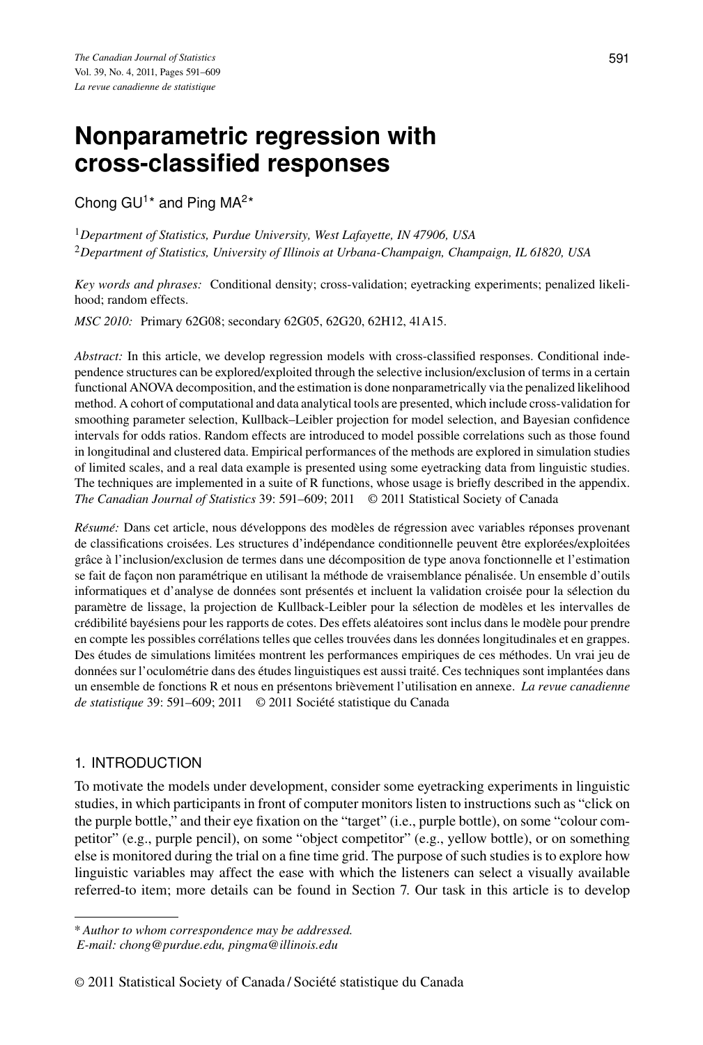# Nonparametric regression with cross-classified responses

Chong GU[1]* and Ping MA[2]*

[1]*Department of Statistics, Purdue University, West Lafayette, IN 47906, USA*
[2]*Department of Statistics, University of Illinois at Urbana-Champaign, Champaign, IL 61820, USA*

*Key words and phrases:* Conditional density; cross-validation; eyetracking experiments; penalized likelihood; random effects.

*MSC 2010:* Primary 62G08; secondary 62G05, 62G20, 62H12, 41A15.

*Abstract:* In this article, we develop regression models with cross-classified responses. Conditional independence structures can be explored/exploited through the selective inclusion/exclusion of terms in a certain functional ANOVA decomposition, and the estimation is done nonparametrically via the penalized likelihood method. A cohort of computational and data analytical tools are presented, which include cross-validation for smoothing parameter selection, Kullback–Leibler projection for model selection, and Bayesian confidence intervals for odds ratios. Random effects are introduced to model possible correlations such as those found in longitudinal and clustered data. Empirical performances of the methods are explored in simulation studies of limited scales, and a real data example is presented using some eyetracking data from linguistic studies. The techniques are implemented in a suite of R functions, whose usage is briefly described in the appendix. *The Canadian Journal of Statistics* 39: 591–609; 2011 © 2011 Statistical Society of Canada

*Résumé:* Dans cet article, nous développons des modèles de régression avec variables réponses provenant de classifications croisées. Les structures d'indépendance conditionnelle peuvent être explorées/exploitées grâce à l'inclusion/exclusion de termes dans une décomposition de type anova fonctionnelle et l'estimation se fait de façon non paramétrique en utilisant la méthode de vraisemblance pénalisée. Un ensemble d'outils informatiques et d'analyse de données sont présentés et incluent la validation croisée pour la sélection du paramètre de lissage, la projection de Kullback-Leibler pour la sélection de modèles et les intervalles de crédibilité bayésiens pour les rapports de cotes. Des effets aléatoires sont inclus dans le modèle pour prendre en compte les possibles corrélations telles que celles trouvées dans les données longitudinales et en grappes. Des études de simulations limitées montrent les performances empiriques de ces méthodes. Un vrai jeu de données sur l'oculométrie dans des études linguistiques est aussi traité. Ces techniques sont implantées dans un ensemble de fonctions R et nous en présentons brièvement l'utilisation en annexe. *La revue canadienne de statistique* 39: 591–609; 2011 © 2011 Société statistique du Canada

## 1. INTRODUCTION

To motivate the models under development, consider some eyetracking experiments in linguistic studies, in which participants in front of computer monitors listen to instructions such as "click on the purple bottle," and their eye fixation on the "target" (i.e., purple bottle), on some "colour competitor" (e.g., purple pencil), on some "object competitor" (e.g., yellow bottle), or on something else is monitored during the trial on a fine time grid. The purpose of such studies is to explore how linguistic variables may affect the ease with which the listeners can select a visually available referred-to item; more details can be found in Section 7. Our task in this article is to develop

\* *Author to whom correspondence may be addressed.*
*E-mail: chong@purdue.edu, pingma@illinois.edu*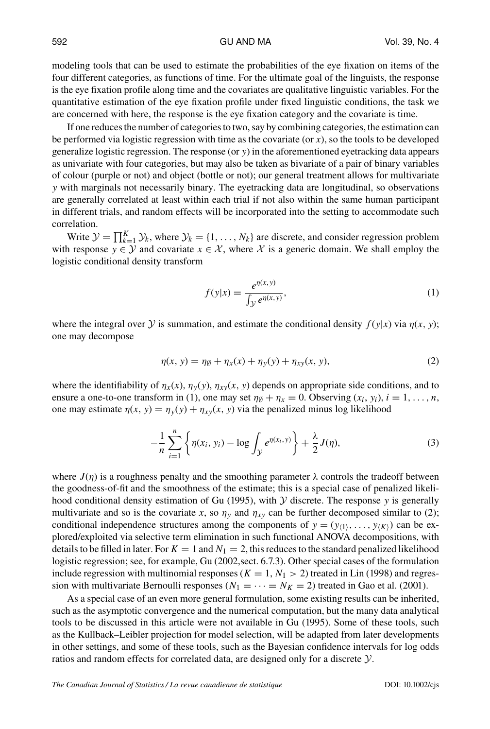modeling tools that can be used to estimate the probabilities of the eye fixation on items of the four different categories, as functions of time. For the ultimate goal of the linguists, the response is the eye fixation profile along time and the covariates are qualitative linguistic variables. For the quantitative estimation of the eye fixation profile under fixed linguistic conditions, the task we are concerned with here, the response is the eye fixation category and the covariate is time.

If one reduces the number of categories to two, say by combining categories, the estimation can be performed via logistic regression with time as the covariate (or $x$), so the tools to be developed generalize logistic regression. The response (or $y$) in the aforementioned eyetracking data appears as univariate with four categories, but may also be taken as bivariate of a pair of binary variables of colour (purple or not) and object (bottle or not); our general treatment allows for multivariate $y$ with marginals not necessarily binary. The eyetracking data are longitudinal, so observations are generally correlated at least within each trial if not also within the same human participant in different trials, and random effects will be incorporated into the setting to accommodate such correlation.

Write $\mathcal{Y} = \prod_{k=1}^{K} \mathcal{Y}_k$, where $\mathcal{Y}_k = \{1, \ldots, N_k\}$ are discrete, and consider regression problem with response $y \in \mathcal{Y}$ and covariate $x \in \mathcal{X}$, where $\mathcal{X}$ is a generic domain. We shall employ the logistic conditional density transform

$$f(y|x) = \frac{e^{\eta(x,y)}}{\int_{\mathcal{Y}} e^{\eta(x,y)}}, \tag{1}$$

where the integral over $\mathcal{Y}$ is summation, and estimate the conditional density $f(y|x)$ via $\eta(x, y)$; one may decompose

$$\eta(x, y) = \eta_{\emptyset} + \eta_x(x) + \eta_y(y) + \eta_{xy}(x, y), \tag{2}$$

where the identifiability of $\eta_x(x)$, $\eta_y(y)$, $\eta_{xy}(x, y)$ depends on appropriate side conditions, and to ensure a one-to-one transform in (1), one may set $\eta_{\emptyset} + \eta_x = 0$. Observing $(x_i, y_i)$, $i = 1, \ldots, n$, one may estimate $\eta(x, y) = \eta_y(y) + \eta_{xy}(x, y)$ via the penalized minus log likelihood

$$-\frac{1}{n} \sum_{i=1}^{n} \left\{ \eta(x_i, y_i) - \log \int_{\mathcal{Y}} e^{\eta(x_i, y)} \right\} + \frac{\lambda}{2} J(\eta), \tag{3}$$

where $J(\eta)$ is a roughness penalty and the smoothing parameter $\lambda$ controls the tradeoff between the goodness-of-fit and the smoothness of the estimate; this is a special case of penalized likelihood conditional density estimation of Gu (1995), with $\mathcal{Y}$ discrete. The response $y$ is generally multivariate and so is the covariate $x$, so $\eta_y$ and $\eta_{xy}$ can be further decomposed similar to (2); conditional independence structures among the components of $y = (y_{\langle 1 \rangle}, \ldots, y_{\langle K \rangle})$ can be explored/exploited via selective term elimination in such functional ANOVA decompositions, with details to be filled in later. For $K = 1$ and $N_1 = 2$, this reduces to the standard penalized likelihood logistic regression; see, for example, Gu (2002,sect. 6.7.3). Other special cases of the formulation include regression with multinomial responses ($K = 1$, $N_1 > 2$) treated in Lin (1998) and regression with multivariate Bernoulli responses ($N_1 = \cdots = N_K = 2$) treated in Gao et al. (2001).

As a special case of an even more general formulation, some existing results can be inherited, such as the asymptotic convergence and the numerical computation, but the many data analytical tools to be discussed in this article were not available in Gu (1995). Some of these tools, such as the Kullback–Leibler projection for model selection, will be adapted from later developments in other settings, and some of these tools, such as the Bayesian confidence intervals for log odds ratios and random effects for correlated data, are designed only for a discrete $\mathcal{Y}$.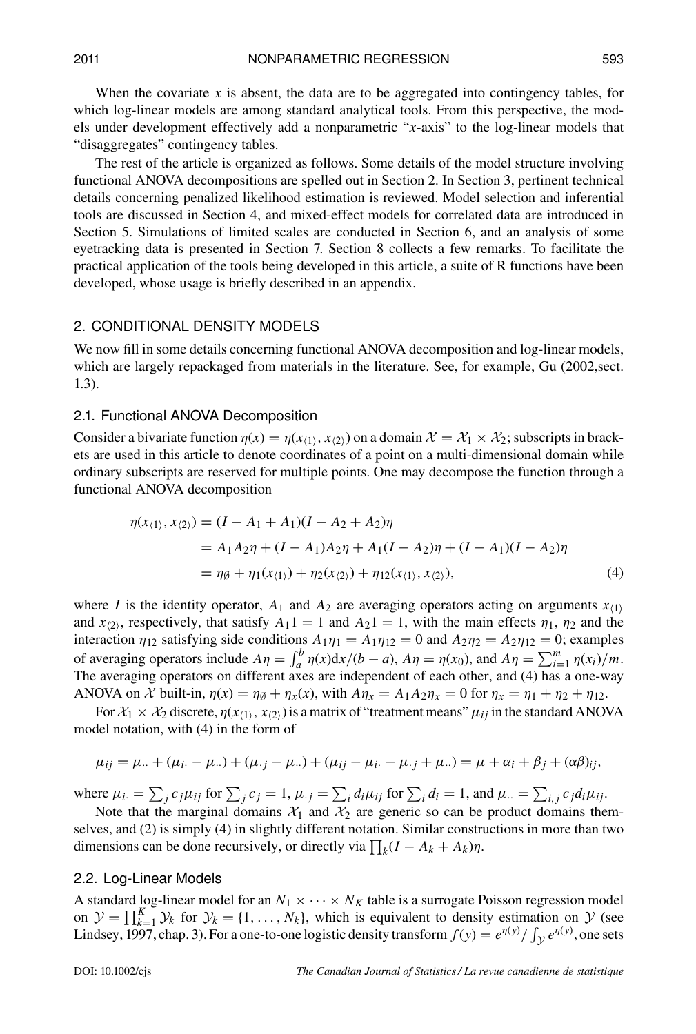When the covariate $x$ is absent, the data are to be aggregated into contingency tables, for which log-linear models are among standard analytical tools. From this perspective, the models under development effectively add a nonparametric "$x$-axis" to the log-linear models that "disaggregates" contingency tables.

The rest of the article is organized as follows. Some details of the model structure involving functional ANOVA decompositions are spelled out in Section 2. In Section 3, pertinent technical details concerning penalized likelihood estimation is reviewed. Model selection and inferential tools are discussed in Section 4, and mixed-effect models for correlated data are introduced in Section 5. Simulations of limited scales are conducted in Section 6, and an analysis of some eyetracking data is presented in Section 7. Section 8 collects a few remarks. To facilitate the practical application of the tools being developed in this article, a suite of R functions have been developed, whose usage is briefly described in an appendix.

## 2. CONDITIONAL DENSITY MODELS

We now fill in some details concerning functional ANOVA decomposition and log-linear models, which are largely repackaged from materials in the literature. See, for example, Gu (2002,sect. 1.3).

### 2.1. Functional ANOVA Decomposition

Consider a bivariate function $\eta(x) = \eta(x_{\langle 1 \rangle}, x_{\langle 2 \rangle})$ on a domain $\mathcal{X} = \mathcal{X}_1 \times \mathcal{X}_2$; subscripts in brackets are used in this article to denote coordinates of a point on a multi-dimensional domain while ordinary subscripts are reserved for multiple points. One may decompose the function through a functional ANOVA decomposition

$$
\begin{aligned}
\eta(x_{\langle 1 \rangle}, x_{\langle 2 \rangle}) &= (I - A_1 + A_1)(I - A_2 + A_2)\eta \\
&= A_1 A_2 \eta + (I - A_1) A_2 \eta + A_1 (I - A_2)\eta + (I - A_1)(I - A_2)\eta \\
&= \eta_\emptyset + \eta_1(x_{\langle 1 \rangle}) + \eta_2(x_{\langle 2 \rangle}) + \eta_{12}(x_{\langle 1 \rangle}, x_{\langle 2 \rangle}),
\end{aligned}
\tag{4}
$$

where $I$ is the identity operator, $A_1$ and $A_2$ are averaging operators acting on arguments $x_{\langle 1 \rangle}$ and $x_{\langle 2 \rangle}$, respectively, that satisfy $A_1 1 = 1$ and $A_2 1 = 1$, with the main effects $\eta_1$, $\eta_2$ and the interaction $\eta_{12}$ satisfying side conditions $A_1\eta_1 = A_1\eta_{12} = 0$ and $A_2\eta_2 = A_2\eta_{12} = 0$; examples of averaging operators include $A\eta = \int_a^b \eta(x)\mathrm{d}x/(b-a)$, $A\eta = \eta(x_0)$, and $A\eta = \sum_{i=1}^m \eta(x_i)/m$. The averaging operators on different axes are independent of each other, and (4) has a one-way ANOVA on $\mathcal{X}$ built-in, $\eta(x) = \eta_\emptyset + \eta_x(x)$, with $A\eta_x = A_1 A_2 \eta_x = 0$ for $\eta_x = \eta_1 + \eta_2 + \eta_{12}$.

For $\mathcal{X}_1 \times \mathcal{X}_2$ discrete, $\eta(x_{\langle 1 \rangle}, x_{\langle 2 \rangle})$ is a matrix of "treatment means" $\mu_{ij}$ in the standard ANOVA model notation, with (4) in the form of

$$
\mu_{ij} = \mu_{\cdot\cdot} + (\mu_{i\cdot} - \mu_{\cdot\cdot}) + (\mu_{\cdot j} - \mu_{\cdot\cdot}) + (\mu_{ij} - \mu_{i\cdot} - \mu_{\cdot j} + \mu_{\cdot\cdot}) = \mu + \alpha_i + \beta_j + (\alpha\beta)_{ij},
$$

where $\mu_{i\cdot} = \sum_j c_j \mu_{ij}$ for $\sum_j c_j = 1$, $\mu_{\cdot j} = \sum_i d_i \mu_{ij}$ for $\sum_i d_i = 1$, and $\mu_{\cdot\cdot} = \sum_{i,j} c_j d_i \mu_{ij}$.

Note that the marginal domains $\mathcal{X}_1$ and $\mathcal{X}_2$ are generic so can be product domains themselves, and (2) is simply (4) in slightly different notation. Similar constructions in more than two dimensions can be done recursively, or directly via $\prod_k (I - A_k + A_k)\eta$.

### 2.2. Log-Linear Models

A standard log-linear model for an $N_1 \times \cdots \times N_K$ table is a surrogate Poisson regression model on $\mathcal{Y} = \prod_{k=1}^K \mathcal{Y}_k$ for $\mathcal{Y}_k = \{1, \ldots, N_k\}$, which is equivalent to density estimation on $\mathcal{Y}$ (see Lindsey, 1997, chap. 3). For a one-to-one logistic density transform $f(y) = e^{\eta(y)}/\int_{\mathcal{Y}} e^{\eta(y)}$, one sets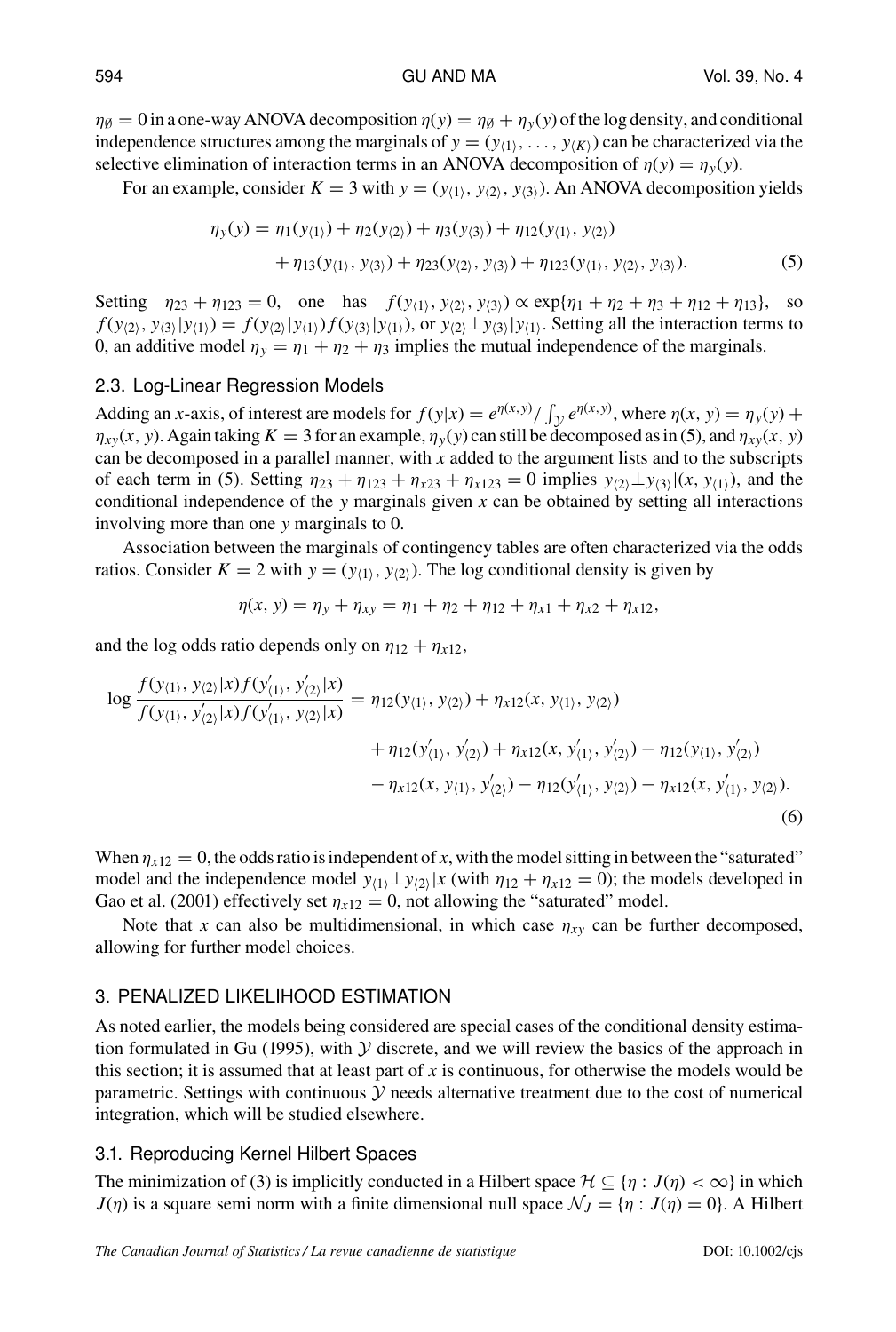$\eta_\emptyset = 0$ in a one-way ANOVA decomposition $\eta(y) = \eta_\emptyset + \eta_y(y)$ of the log density, and conditional independence structures among the marginals of $y = (y_{\langle 1 \rangle}, \ldots, y_{\langle K \rangle})$ can be characterized via the selective elimination of interaction terms in an ANOVA decomposition of $\eta(y) = \eta_y(y)$.

For an example, consider $K = 3$ with $y = (y_{\langle 1 \rangle}, y_{\langle 2 \rangle}, y_{\langle 3 \rangle})$. An ANOVA decomposition yields

$$
\begin{aligned}
\eta_y(y) = \eta_1(y_{\langle 1 \rangle}) &+ \eta_2(y_{\langle 2 \rangle}) + \eta_3(y_{\langle 3 \rangle}) + \eta_{12}(y_{\langle 1 \rangle}, y_{\langle 2 \rangle}) \\
&+ \eta_{13}(y_{\langle 1 \rangle}, y_{\langle 3 \rangle}) + \eta_{23}(y_{\langle 2 \rangle}, y_{\langle 3 \rangle}) + \eta_{123}(y_{\langle 1 \rangle}, y_{\langle 2 \rangle}, y_{\langle 3 \rangle}).
\end{aligned} \tag{5}
$$

Setting $\eta_{23} + \eta_{123} = 0$, one has $f(y_{\langle 1 \rangle}, y_{\langle 2 \rangle}, y_{\langle 3 \rangle}) \propto \exp\{\eta_1 + \eta_2 + \eta_3 + \eta_{12} + \eta_{13}\}$, so $f(y_{\langle 2 \rangle}, y_{\langle 3 \rangle} | y_{\langle 1 \rangle}) = f(y_{\langle 2 \rangle} | y_{\langle 1 \rangle}) f(y_{\langle 3 \rangle} | y_{\langle 1 \rangle})$, or $y_{\langle 2 \rangle} \perp y_{\langle 3 \rangle} | y_{\langle 1 \rangle}$. Setting all the interaction terms to 0, an additive model $\eta_y = \eta_1 + \eta_2 + \eta_3$ implies the mutual independence of the marginals.

### 2.3. Log-Linear Regression Models

Adding an $x$-axis, of interest are models for $f(y|x) = e^{\eta(x,y)} / \int_{\mathcal{Y}} e^{\eta(x,y)}$, where $\eta(x, y) = \eta_y(y) + \eta_{xy}(x, y)$. Again taking $K = 3$ for an example, $\eta_y(y)$ can still be decomposed as in (5), and $\eta_{xy}(x, y)$ can be decomposed in a parallel manner, with $x$ added to the argument lists and to the subscripts of each term in (5). Setting $\eta_{23} + \eta_{123} + \eta_{x23} + \eta_{x123} = 0$ implies $y_{\langle 2 \rangle} \perp y_{\langle 3 \rangle} | (x, y_{\langle 1 \rangle})$, and the conditional independence of the $y$ marginals given $x$ can be obtained by setting all interactions involving more than one $y$ marginals to 0.

Association between the marginals of contingency tables are often characterized via the odds ratios. Consider $K = 2$ with $y = (y_{\langle 1 \rangle}, y_{\langle 2 \rangle})$. The log conditional density is given by

$$
\eta(x, y) = \eta_y + \eta_{xy} = \eta_1 + \eta_2 + \eta_{12} + \eta_{x1} + \eta_{x2} + \eta_{x12},
$$

and the log odds ratio depends only on $\eta_{12} + \eta_{x12}$,

$$
\begin{aligned}
\log \frac{f(y_{\langle 1 \rangle}, y_{\langle 2 \rangle} | x) f(y'_{\langle 1 \rangle}, y'_{\langle 2 \rangle} | x)}{f(y_{\langle 1 \rangle}, y'_{\langle 2 \rangle} | x) f(y'_{\langle 1 \rangle}, y_{\langle 2 \rangle} | x)} &= \eta_{12}(y_{\langle 1 \rangle}, y_{\langle 2 \rangle}) + \eta_{x12}(x, y_{\langle 1 \rangle}, y_{\langle 2 \rangle}) \\
&\quad + \eta_{12}(y'_{\langle 1 \rangle}, y'_{\langle 2 \rangle}) + \eta_{x12}(x, y'_{\langle 1 \rangle}, y'_{\langle 2 \rangle}) - \eta_{12}(y_{\langle 1 \rangle}, y'_{\langle 2 \rangle}) \\
&\quad - \eta_{x12}(x, y_{\langle 1 \rangle}, y'_{\langle 2 \rangle}) - \eta_{12}(y'_{\langle 1 \rangle}, y_{\langle 2 \rangle}) - \eta_{x12}(x, y'_{\langle 1 \rangle}, y_{\langle 2 \rangle}).
\end{aligned} \tag{6}
$$

When $\eta_{x12} = 0$, the odds ratio is independent of $x$, with the model sitting in between the "saturated" model and the independence model $y_{\langle 1 \rangle} \perp y_{\langle 2 \rangle} | x$ (with $\eta_{12} + \eta_{x12} = 0$); the models developed in Gao et al. (2001) effectively set $\eta_{x12} = 0$, not allowing the "saturated" model.

Note that $x$ can also be multidimensional, in which case $\eta_{xy}$ can be further decomposed, allowing for further model choices.

## 3. PENALIZED LIKELIHOOD ESTIMATION

As noted earlier, the models being considered are special cases of the conditional density estimation formulated in Gu (1995), with $\mathcal{Y}$ discrete, and we will review the basics of the approach in this section; it is assumed that at least part of $x$ is continuous, for otherwise the models would be parametric. Settings with continuous $\mathcal{Y}$ needs alternative treatment due to the cost of numerical integration, which will be studied elsewhere.

### 3.1. Reproducing Kernel Hilbert Spaces

The minimization of (3) is implicitly conducted in a Hilbert space $\mathcal{H} \subseteq \{\eta : J(\eta) < \infty\}$ in which $J(\eta)$ is a square semi norm with a finite dimensional null space $\mathcal{N}_J = \{\eta : J(\eta) = 0\}$. A Hilbert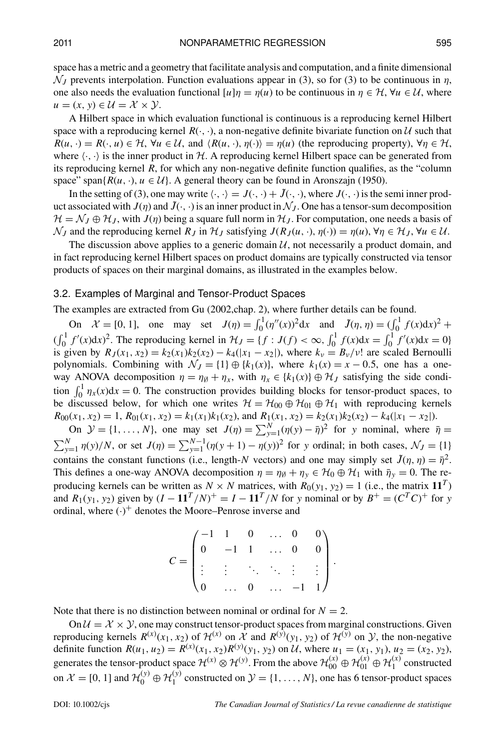space has a metric and a geometry that facilitate analysis and computation, and a finite dimensional $\mathcal{N}_J$ prevents interpolation. Function evaluations appear in (3), so for (3) to be continuous in $\eta$, one also needs the evaluation functional $[u]\eta = \eta(u)$ to be continuous in $\eta \in \mathcal{H}$, $\forall u \in \mathcal{U}$, where $u = (x, y) \in \mathcal{U} = \mathcal{X} \times \mathcal{Y}$.

A Hilbert space in which evaluation functional is continuous is a reproducing kernel Hilbert space with a reproducing kernel $R(\cdot, \cdot)$, a non-negative definite bivariate function on $\mathcal{U}$ such that $R(u, \cdot) = R(\cdot, u) \in \mathcal{H}$, $\forall u \in \mathcal{U}$, and $\langle R(u, \cdot), \eta(\cdot)\rangle = \eta(u)$ (the reproducing property), $\forall \eta \in \mathcal{H}$, where $\langle \cdot, \cdot \rangle$ is the inner product in $\mathcal{H}$. A reproducing kernel Hilbert space can be generated from its reproducing kernel $R$, for which any non-negative definite function qualifies, as the "column space" $\text{span}\{R(u, \cdot), u \in \mathcal{U}\}$. A general theory can be found in Aronszajn (1950).

In the setting of (3), one may write $\langle \cdot, \cdot \rangle = J(\cdot, \cdot) + \tilde{J}(\cdot, \cdot)$, where $J(\cdot, \cdot)$ is the semi inner product associated with $J(\eta)$ and $\tilde{J}(\cdot, \cdot)$ is an inner product in $\mathcal{N}_J$. One has a tensor-sum decomposition $\mathcal{H} = \mathcal{N}_J \oplus \mathcal{H}_J$, with $J(\eta)$ being a square full norm in $\mathcal{H}_J$. For computation, one needs a basis of $\mathcal{N}_J$ and the reproducing kernel $R_J$ in $\mathcal{H}_J$ satisfying $J(R_J(u, \cdot), \eta(\cdot)) = \eta(u)$, $\forall \eta \in \mathcal{H}_J$, $\forall u \in \mathcal{U}$.

The discussion above applies to a generic domain $\mathcal{U}$, not necessarily a product domain, and in fact reproducing kernel Hilbert spaces on product domains are typically constructed via tensor products of spaces on their marginal domains, as illustrated in the examples below.

### 3.2. Examples of Marginal and Tensor-Product Spaces

The examples are extracted from Gu (2002,chap. 2), where further details can be found.

On $\mathcal{X} = [0, 1]$, one may set $J(\eta) = \int_0^1 (\eta''(x))^2 dx$ and $\tilde{J}(\eta, \eta) = (\int_0^1 f(x)dx)^2 + (\int_0^1 f'(x)dx)^2$. The reproducing kernel in $\mathcal{H}_J = \{f : J(f) < \infty, \int_0^1 f(x)dx = \int_0^1 f'(x)dx = 0\}$ is given by $R_J(x_1, x_2) = k_2(x_1)k_2(x_2) - k_4(|x_1 - x_2|)$, where $k_\nu = B_\nu/\nu!$ are scaled Bernoulli polynomials. Combining with $\mathcal{N}_J = \{1\} \oplus \{k_1(x)\}$, where $k_1(x) = x - 0.5$, one has a one-way ANOVA decomposition $\eta = \eta_\emptyset + \eta_x$, with $\eta_x \in \{k_1(x)\} \oplus \mathcal{H}_J$ satisfying the side condition $\int_0^1 \eta_x(x)dx = 0$. The construction provides building blocks for tensor-product spaces, to be discussed below, for which one writes $\mathcal{H} = \mathcal{H}_{00} \oplus \mathcal{H}_{01} \oplus \mathcal{H}_1$ with reproducing kernels $R_{00}(x_1, x_2) = 1$, $R_{01}(x_1, x_2) = k_1(x_1)k_1(x_2)$, and $R_1(x_1, x_2) = k_2(x_1)k_2(x_2) - k_4(|x_1 - x_2|)$.

On $\mathcal{Y} = \{1, \ldots, N\}$, one may set $J(\eta) = \sum_{y=1}^N (\eta(y) - \bar{\eta})^2$ for $y$ nominal, where $\bar{\eta} = \sum_{y=1}^N \eta(y)/N$, or set $J(\eta) = \sum_{y=1}^{N-1} (\eta(y+1) - \eta(y))^2$ for $y$ ordinal; in both cases, $\mathcal{N}_J = \{1\}$ contains the constant functions (i.e., length-$N$ vectors) and one may simply set $\tilde{J}(\eta, \eta) = \bar{\eta}^2$. This defines a one-way ANOVA decomposition $\eta = \eta_\emptyset + \eta_y \in \mathcal{H}_0 \oplus \mathcal{H}_1$ with $\bar{\eta}_y = 0$. The reproducing kernels can be written as $N \times N$ matrices, with $R_0(y_1, y_2) = 1$ (i.e., the matrix $\mathbf{1}\mathbf{1}^T$) and $R_1(y_1, y_2)$ given by $(I - \mathbf{1}\mathbf{1}^T/N)^+ = I - \mathbf{1}\mathbf{1}^T/N$ for $y$ nominal or by $B^+ = (C^TC)^+$ for $y$ ordinal, where $(\cdot)^+$ denotes the Moore–Penrose inverse and

$$C = \begin{pmatrix} -1 & 1 & 0 & \ldots & 0 & 0 \\ 0 & -1 & 1 & \ldots & 0 & 0 \\ \vdots & \vdots & \ddots & \ddots & \vdots & \vdots \\ 0 & \ldots & 0 & \ldots & -1 & 1 \end{pmatrix}.$$

Note that there is no distinction between nominal or ordinal for $N = 2$.

On $\mathcal{U} = \mathcal{X} \times \mathcal{Y}$, one may construct tensor-product spaces from marginal constructions. Given reproducing kernels $R^{(x)}(x_1, x_2)$ of $\mathcal{H}^{(x)}$ on $\mathcal{X}$ and $R^{(y)}(y_1, y_2)$ of $\mathcal{H}^{(y)}$ on $\mathcal{Y}$, the non-negative definite function $R(u_1, u_2) = R^{(x)}(x_1, x_2)R^{(y)}(y_1, y_2)$ on $\mathcal{U}$, where $u_1 = (x_1, y_1)$, $u_2 = (x_2, y_2)$, generates the tensor-product space $\mathcal{H}^{(x)} \otimes \mathcal{H}^{(y)}$. From the above $\mathcal{H}_{00}^{(x)} \oplus \mathcal{H}_{01}^{(x)} \oplus \mathcal{H}_1^{(x)}$ constructed on $\mathcal{X} = [0, 1]$ and $\mathcal{H}_0^{(y)} \oplus \mathcal{H}_1^{(y)}$ constructed on $\mathcal{Y} = \{1, \ldots, N\}$, one has 6 tensor-product spaces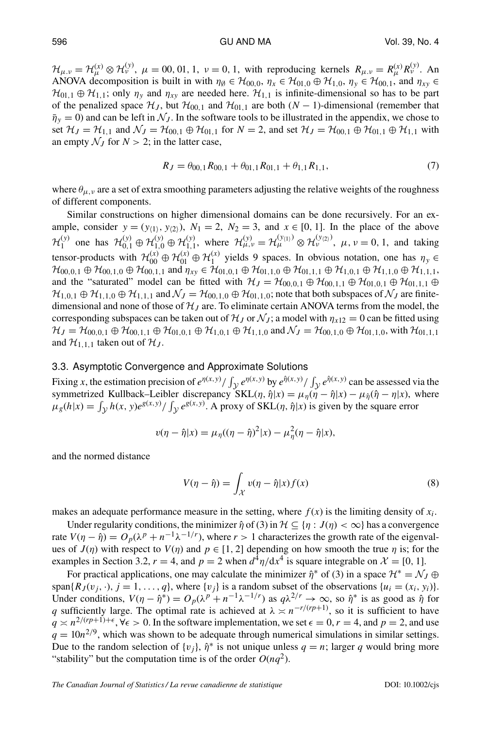$\mathcal{H}_{\mu,\nu} = \mathcal{H}_\mu^{(x)} \otimes \mathcal{H}_\nu^{(y)}$, $\mu = 00, 01, 1$, $\nu = 0, 1$, with reproducing kernels $R_{\mu,\nu} = R_\mu^{(x)} R_\nu^{(y)}$. An ANOVA decomposition is built in with $\eta_\emptyset \in \mathcal{H}_{00,0}$, $\eta_x \in \mathcal{H}_{01,0} \oplus \mathcal{H}_{1,0}$, $\eta_y \in \mathcal{H}_{00,1}$, and $\eta_{xy} \in \mathcal{H}_{01,1} \oplus \mathcal{H}_{1,1}$; only $\eta_y$ and $\eta_{xy}$ are needed here. $\mathcal{H}_{1,1}$ is infinite-dimensional so has to be part of the penalized space $\mathcal{H}_J$, but $\mathcal{H}_{00,1}$ and $\mathcal{H}_{01,1}$ are both $(N-1)$-dimensional (remember that $\bar{\eta}_y = 0$) and can be left in $\mathcal{N}_J$. In the software tools to be illustrated in the appendix, we chose to set $\mathcal{H}_J = \mathcal{H}_{1,1}$ and $\mathcal{N}_J = \mathcal{H}_{00,1} \oplus \mathcal{H}_{01,1}$ for $N = 2$, and set $\mathcal{H}_J = \mathcal{H}_{00,1} \oplus \mathcal{H}_{01,1} \oplus \mathcal{H}_{1,1}$ with an empty $\mathcal{N}_J$ for $N > 2$; in the latter case,

$$R_J = \theta_{00,1} R_{00,1} + \theta_{01,1} R_{01,1} + \theta_{1,1} R_{1,1}, \tag{7}$$

where $\theta_{\mu,\nu}$ are a set of extra smoothing parameters adjusting the relative weights of the roughness of different components.

Similar constructions on higher dimensional domains can be done recursively. For an example, consider $y = (y_{\langle 1 \rangle}, y_{\langle 2 \rangle})$, $N_1 = 2$, $N_2 = 3$, and $x \in [0, 1]$. In the place of the above $\mathcal{H}_1^{(y)}$ one has $\mathcal{H}_{0,1}^{(y)} \oplus \mathcal{H}_{1,0}^{(y)} \oplus \mathcal{H}_{1,1}^{(y)}$, where $\mathcal{H}_{\mu,\nu}^{(y)} = \mathcal{H}_\mu^{(y_{\langle 1 \rangle})} \otimes \mathcal{H}_\nu^{(y_{\langle 2 \rangle})}$, $\mu, \nu = 0, 1$, and taking tensor-products with $\mathcal{H}_{00}^{(x)} \oplus \mathcal{H}_{01}^{(x)} \oplus \mathcal{H}_1^{(x)}$ yields 9 spaces. In obvious notation, one has $\eta_y \in \mathcal{H}_{00,0,1} \oplus \mathcal{H}_{00,1,0} \oplus \mathcal{H}_{00,1,1}$ and $\eta_{xy} \in \mathcal{H}_{01,0,1} \oplus \mathcal{H}_{01,1,0} \oplus \mathcal{H}_{01,1,1} \oplus \mathcal{H}_{1,0,1} \oplus \mathcal{H}_{1,1,0} \oplus \mathcal{H}_{1,1,1}$, and the "saturated" model can be fitted with $\mathcal{H}_J = \mathcal{H}_{00,0,1} \oplus \mathcal{H}_{00,1,1} \oplus \mathcal{H}_{01,0,1} \oplus \mathcal{H}_{01,1,1} \oplus \mathcal{H}_{1,0,1} \oplus \mathcal{H}_{1,1,0} \oplus \mathcal{H}_{1,1,1}$ and $\mathcal{N}_J = \mathcal{H}_{00,1,0} \oplus \mathcal{H}_{01,1,0}$; note that both subspaces of $\mathcal{N}_J$ are finite-dimensional and none of those of $\mathcal{H}_J$ are. To eliminate certain ANOVA terms from the model, the corresponding subspaces can be taken out of $\mathcal{H}_J$ or $\mathcal{N}_J$; a model with $\eta_{x12} = 0$ can be fitted using $\mathcal{H}_J = \mathcal{H}_{00,0,1} \oplus \mathcal{H}_{00,1,1} \oplus \mathcal{H}_{01,0,1} \oplus \mathcal{H}_{1,0,1} \oplus \mathcal{H}_{1,1,0}$ and $\mathcal{N}_J = \mathcal{H}_{00,1,0} \oplus \mathcal{H}_{01,1,0}$, with $\mathcal{H}_{01,1,1}$ and $\mathcal{H}_{1,1,1}$ taken out of $\mathcal{H}_J$.

### 3.3. Asymptotic Convergence and Approximate Solutions

Fixing $x$, the estimation precision of $e^{\eta(x,y)} / \int_\mathcal{Y} e^{\eta(x,y)}$ by $e^{\hat{\eta}(x,y)} / \int_\mathcal{Y} e^{\hat{\eta}(x,y)}$ can be assessed via the symmetrized Kullback–Leibler discrepancy $\mathrm{SKL}(\eta, \hat{\eta}|x) = \mu_\eta(\eta - \hat{\eta}|x) - \mu_{\hat{\eta}}(\hat{\eta} - \eta|x)$, where $\mu_g(h|x) = \int_\mathcal{Y} h(x, y) e^{g(x,y)} / \int_\mathcal{Y} e^{g(x,y)}$. A proxy of $\mathrm{SKL}(\eta, \hat{\eta}|x)$ is given by the square error

$$v(\eta - \hat{\eta}|x) = \mu_\eta((\eta - \hat{\eta})^2|x) - \mu_\eta^2(\eta - \hat{\eta}|x),$$

and the normed distance

$$V(\eta - \hat{\eta}) = \int_\mathcal{X} v(\eta - \hat{\eta}|x) f(x) \tag{8}$$

makes an adequate performance measure in the setting, where $f(x)$ is the limiting density of $x_i$.

Under regularity conditions, the minimizer $\hat{\eta}$ of (3) in $\mathcal{H} \subseteq \{\eta : J(\eta) < \infty\}$ has a convergence rate $V(\eta - \hat{\eta}) = O_p(\lambda^p + n^{-1}\lambda^{-1/r})$, where $r > 1$ characterizes the growth rate of the eigenvalues of $J(\eta)$ with respect to $V(\eta)$ and $p \in [1, 2]$ depending on how smooth the true $\eta$ is; for the examples in Section 3.2, $r = 4$, and $p = 2$ when $d^4\eta/dx^4$ is square integrable on $\mathcal{X} = [0, 1]$.

For practical applications, one may calculate the minimizer $\hat{\eta}^*$ of (3) in a space $\mathcal{H}^* = \mathcal{N}_J \oplus \mathrm{span}\{R_J(v_j, \cdot), j = 1, \ldots, q\}$, where $\{v_j\}$ is a random subset of the observations $\{u_i = (x_i, y_i)\}$. Under conditions, $V(\eta - \hat{\eta}^*) = O_p(\lambda^p + n^{-1}\lambda^{-1/r})$ as $q\lambda^{2/r} \to \infty$, so $\hat{\eta}^*$ is as good as $\hat{\eta}$ for $q$ sufficiently large. The optimal rate is achieved at $\lambda \asymp n^{-r/(rp+1)}$, so it is sufficient to have $q \asymp n^{2/(rp+1)+\epsilon}, \forall \epsilon > 0$. In the software implementation, we set $\epsilon = 0$, $r = 4$, and $p = 2$, and use $q = 10n^{2/9}$, which was shown to be adequate through numerical simulations in similar settings. Due to the random selection of $\{v_j\}$, $\hat{\eta}^*$ is not unique unless $q = n$; larger $q$ would bring more "stability" but the computation time is of the order $O(nq^2)$.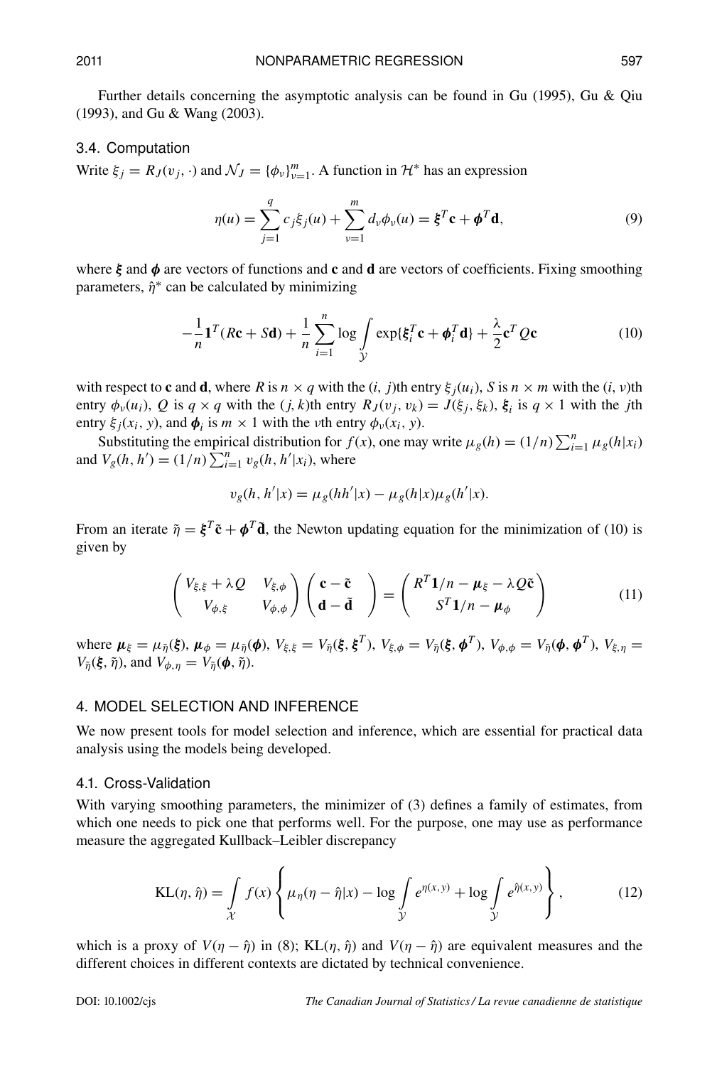Further details concerning the asymptotic analysis can be found in Gu (1995), Gu & Qiu (1993), and Gu & Wang (2003).

### 3.4. Computation

Write $\xi_j = R_J(v_j, \cdot)$ and $\mathcal{N}_J = \{\phi_\nu\}_{\nu=1}^m$. A function in $\mathcal{H}^*$ has an expression

$$\eta(u) = \sum_{j=1}^{q} c_j \xi_j(u) + \sum_{\nu=1}^{m} d_\nu \phi_\nu(u) = \boldsymbol{\xi}^T \mathbf{c} + \boldsymbol{\phi}^T \mathbf{d}, \tag{9}$$

where $\boldsymbol{\xi}$ and $\boldsymbol{\phi}$ are vectors of functions and $\mathbf{c}$ and $\mathbf{d}$ are vectors of coefficients. Fixing smoothing parameters, $\hat{\eta}^*$ can be calculated by minimizing

$$-\frac{1}{n}\mathbf{1}^T(R\mathbf{c} + S\mathbf{d}) + \frac{1}{n}\sum_{i=1}^{n} \log \int_{\mathcal{Y}} \exp\{\boldsymbol{\xi}_i^T \mathbf{c} + \boldsymbol{\phi}_i^T \mathbf{d}\} + \frac{\lambda}{2}\mathbf{c}^T Q \mathbf{c} \tag{10}$$

with respect to $\mathbf{c}$ and $\mathbf{d}$, where $R$ is $n \times q$ with the $(i, j)$th entry $\xi_j(u_i)$, $S$ is $n \times m$ with the $(i, \nu)$th entry $\phi_\nu(u_i)$, $Q$ is $q \times q$ with the $(j, k)$th entry $R_J(v_j, v_k) = J(\xi_j, \xi_k)$, $\boldsymbol{\xi}_i$ is $q \times 1$ with the $j$th entry $\xi_j(x_i, y)$, and $\boldsymbol{\phi}_i$ is $m \times 1$ with the $\nu$th entry $\phi_\nu(x_i, y)$.

Substituting the empirical distribution for $f(x)$, one may write $\mu_g(h) = (1/n)\sum_{i=1}^n \mu_g(h|x_i)$ and $V_g(h, h') = (1/n)\sum_{i=1}^n v_g(h, h'|x_i)$, where

$$v_g(h, h'|x) = \mu_g(hh'|x) - \mu_g(h|x)\mu_g(h'|x).$$

From an iterate $\tilde{\eta} = \boldsymbol{\xi}^T \tilde{\mathbf{c}} + \boldsymbol{\phi}^T \tilde{\mathbf{d}}$, the Newton updating equation for the minimization of (10) is given by

$$\begin{pmatrix} V_{\xi,\xi} + \lambda Q & V_{\xi,\phi} \\ V_{\phi,\xi} & V_{\phi,\phi} \end{pmatrix} \begin{pmatrix} \mathbf{c} - \tilde{\mathbf{c}} \\ \mathbf{d} - \tilde{\mathbf{d}} \end{pmatrix} = \begin{pmatrix} R^T \mathbf{1}/n - \boldsymbol{\mu}_\xi - \lambda Q \tilde{\mathbf{c}} \\ S^T \mathbf{1}/n - \boldsymbol{\mu}_\phi \end{pmatrix} \tag{11}$$

where $\boldsymbol{\mu}_\xi = \mu_{\tilde{\eta}}(\boldsymbol{\xi})$, $\boldsymbol{\mu}_\phi = \mu_{\tilde{\eta}}(\boldsymbol{\phi})$, $V_{\xi,\xi} = V_{\tilde{\eta}}(\boldsymbol{\xi}, \boldsymbol{\xi}^T)$, $V_{\xi,\phi} = V_{\tilde{\eta}}(\boldsymbol{\xi}, \boldsymbol{\phi}^T)$, $V_{\phi,\phi} = V_{\tilde{\eta}}(\boldsymbol{\phi}, \boldsymbol{\phi}^T)$, $V_{\xi,\eta} = V_{\tilde{\eta}}(\boldsymbol{\xi}, \tilde{\eta})$, and $V_{\phi,\eta} = V_{\tilde{\eta}}(\boldsymbol{\phi}, \tilde{\eta})$.

## 4. MODEL SELECTION AND INFERENCE

We now present tools for model selection and inference, which are essential for practical data analysis using the models being developed.

### 4.1. Cross-Validation

With varying smoothing parameters, the minimizer of (3) defines a family of estimates, from which one needs to pick one that performs well. For the purpose, one may use as performance measure the aggregated Kullback–Leibler discrepancy

$$\mathrm{KL}(\eta, \hat{\eta}) = \int_{\mathcal{X}} f(x) \left\{ \mu_\eta(\eta - \hat{\eta}|x) - \log \int_{\mathcal{Y}} e^{\eta(x,y)} + \log \int_{\mathcal{Y}} e^{\hat{\eta}(x,y)} \right\}, \tag{12}$$

which is a proxy of $V(\eta - \hat{\eta})$ in (8); $\mathrm{KL}(\eta, \hat{\eta})$ and $V(\eta - \hat{\eta})$ are equivalent measures and the different choices in different contexts are dictated by technical convenience.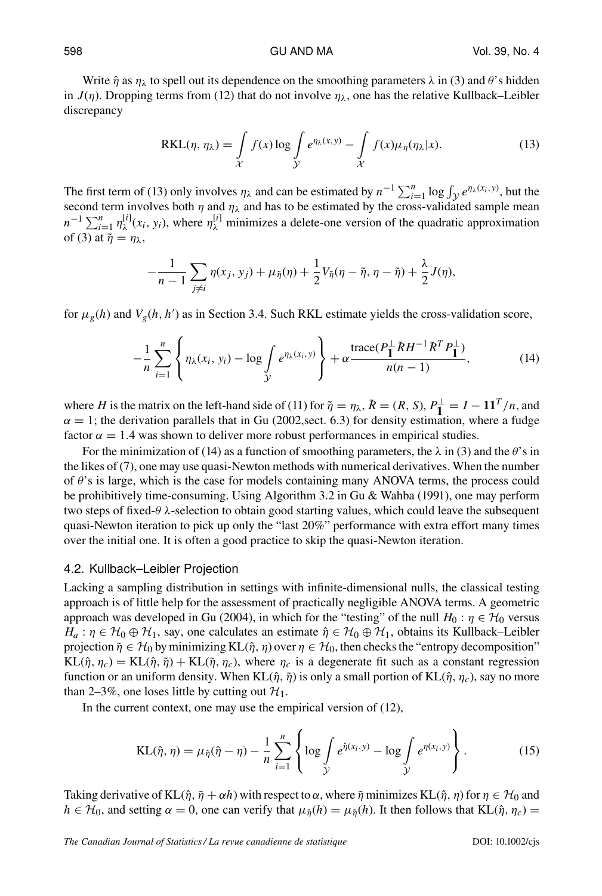Write $\hat{\eta}$ as $\eta_\lambda$ to spell out its dependence on the smoothing parameters $\lambda$ in (3) and $\theta$'s hidden in $J(\eta)$. Dropping terms from (12) that do not involve $\eta_\lambda$, one has the relative Kullback–Leibler discrepancy

$$\mathrm{RKL}(\eta, \eta_\lambda) = \int_{\mathcal{X}} f(x) \log \int_{\mathcal{Y}} e^{\eta_\lambda(x,y)} - \int_{\mathcal{X}} f(x) \mu_\eta(\eta_\lambda | x). \tag{13}$$

The first term of (13) only involves $\eta_\lambda$ and can be estimated by $n^{-1} \sum_{i=1}^n \log \int_{\mathcal{Y}} e^{\eta_\lambda(x_i,y)}$, but the second term involves both $\eta$ and $\eta_\lambda$ and has to be estimated by the cross-validated sample mean $n^{-1} \sum_{i=1}^n \eta_\lambda^{[i]}(x_i, y_i)$, where $\eta_\lambda^{[i]}$ minimizes a delete-one version of the quadratic approximation of (3) at $\tilde{\eta} = \eta_\lambda$,

$$-\frac{1}{n-1} \sum_{j \neq i} \eta(x_j, y_j) + \mu_{\tilde{\eta}}(\eta) + \frac{1}{2} V_{\tilde{\eta}}(\eta - \tilde{\eta}, \eta - \tilde{\eta}) + \frac{\lambda}{2} J(\eta),$$

for $\mu_g(h)$ and $V_g(h, h')$ as in Section 3.4. Such RKL estimate yields the cross-validation score,

$$-\frac{1}{n} \sum_{i=1}^n \left\{ \eta_\lambda(x_i, y_i) - \log \int_{\mathcal{Y}} e^{\eta_\lambda(x_i,y)} \right\} + \alpha \frac{\mathrm{trace}(P_{\mathbf{1}}^\perp \tilde{R} H^{-1} \tilde{R}^T P_{\mathbf{1}}^\perp)}{n(n-1)}, \tag{14}$$

where $H$ is the matrix on the left-hand side of (11) for $\tilde{\eta} = \eta_\lambda$, $\tilde{R} = (R, S)$, $P_{\mathbf{1}}^\perp = I - \mathbf{1}\mathbf{1}^T/n$, and $\alpha = 1$; the derivation parallels that in Gu (2002,sect. 6.3) for density estimation, where a fudge factor $\alpha = 1.4$ was shown to deliver more robust performances in empirical studies.

For the minimization of (14) as a function of smoothing parameters, the $\lambda$ in (3) and the $\theta$'s in the likes of (7), one may use quasi-Newton methods with numerical derivatives. When the number of $\theta$'s is large, which is the case for models containing many ANOVA terms, the process could be prohibitively time-consuming. Using Algorithm 3.2 in Gu & Wahba (1991), one may perform two steps of fixed-$\theta$ $\lambda$-selection to obtain good starting values, which could leave the subsequent quasi-Newton iteration to pick up only the "last 20%" performance with extra effort many times over the initial one. It is often a good practice to skip the quasi-Newton iteration.

## 4.2. Kullback–Leibler Projection

Lacking a sampling distribution in settings with infinite-dimensional nulls, the classical testing approach is of little help for the assessment of practically negligible ANOVA terms. A geometric approach was developed in Gu (2004), in which for the "testing" of the null $H_0 : \eta \in \mathcal{H}_0$ versus $H_a : \eta \in \mathcal{H}_0 \oplus \mathcal{H}_1$, say, one calculates an estimate $\hat{\eta} \in \mathcal{H}_0 \oplus \mathcal{H}_1$, obtains its Kullback–Leibler projection $\tilde{\eta} \in \mathcal{H}_0$ by minimizing $\mathrm{KL}(\hat{\eta}, \eta)$ over $\eta \in \mathcal{H}_0$, then checks the "entropy decomposition" $\mathrm{KL}(\hat{\eta}, \eta_c) = \mathrm{KL}(\hat{\eta}, \tilde{\eta}) + \mathrm{KL}(\tilde{\eta}, \eta_c)$, where $\eta_c$ is a degenerate fit such as a constant regression function or an uniform density. When $\mathrm{KL}(\hat{\eta}, \tilde{\eta})$ is only a small portion of $\mathrm{KL}(\hat{\eta}, \eta_c)$, say no more than 2–3%, one loses little by cutting out $\mathcal{H}_1$.

In the current context, one may use the empirical version of (12),

$$\mathrm{KL}(\hat{\eta}, \eta) = \mu_{\hat{\eta}}(\hat{\eta} - \eta) - \frac{1}{n} \sum_{i=1}^n \left\{ \log \int_{\mathcal{Y}} e^{\hat{\eta}(x_i,y)} - \log \int_{\mathcal{Y}} e^{\eta(x_i,y)} \right\}. \tag{15}$$

Taking derivative of $\mathrm{KL}(\hat{\eta}, \tilde{\eta} + \alpha h)$ with respect to $\alpha$, where $\tilde{\eta}$ minimizes $\mathrm{KL}(\hat{\eta}, \eta)$ for $\eta \in \mathcal{H}_0$ and $h \in \mathcal{H}_0$, and setting $\alpha = 0$, one can verify that $\mu_{\hat{\eta}}(h) = \mu_{\tilde{\eta}}(h)$. It then follows that $\mathrm{KL}(\hat{\eta}, \eta_c) =$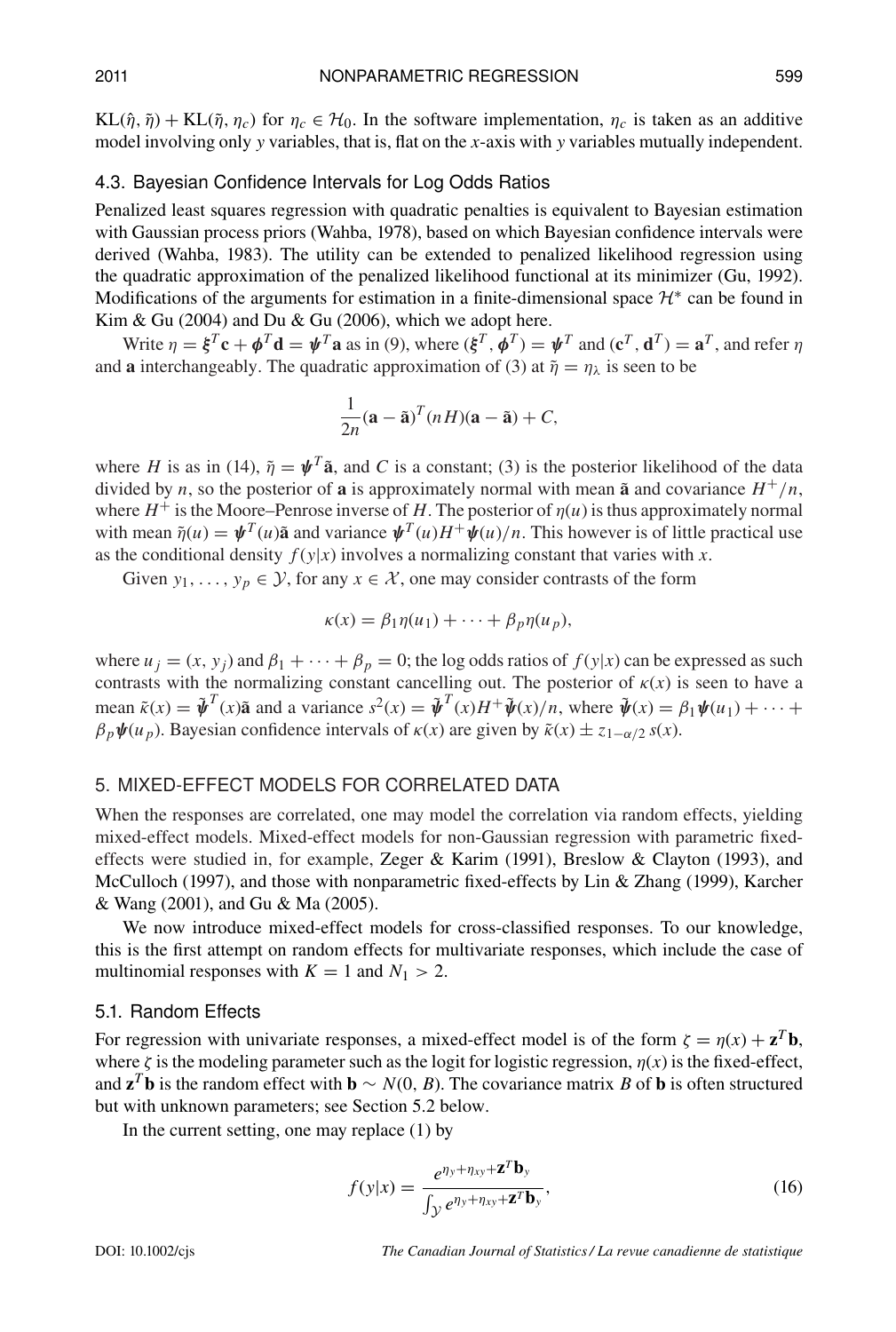$\text{KL}(\hat{\eta}, \tilde{\eta}) + \text{KL}(\tilde{\eta}, \eta_c)$ for $\eta_c \in \mathcal{H}_0$. In the software implementation, $\eta_c$ is taken as an additive model involving only $y$ variables, that is, flat on the $x$-axis with $y$ variables mutually independent.

### 4.3. Bayesian Confidence Intervals for Log Odds Ratios

Penalized least squares regression with quadratic penalties is equivalent to Bayesian estimation with Gaussian process priors (Wahba, 1978), based on which Bayesian confidence intervals were derived (Wahba, 1983). The utility can be extended to penalized likelihood regression using the quadratic approximation of the penalized likelihood functional at its minimizer (Gu, 1992). Modifications of the arguments for estimation in a finite-dimensional space $\mathcal{H}^*$ can be found in Kim & Gu (2004) and Du & Gu (2006), which we adopt here.

Write $\eta = \boldsymbol{\xi}^T\mathbf{c} + \boldsymbol{\phi}^T\mathbf{d} = \boldsymbol{\psi}^T\mathbf{a}$ as in (9), where $(\boldsymbol{\xi}^T, \boldsymbol{\phi}^T) = \boldsymbol{\psi}^T$ and $(\mathbf{c}^T, \mathbf{d}^T) = \mathbf{a}^T$, and refer $\eta$ and $\mathbf{a}$ interchangeably. The quadratic approximation of (3) at $\tilde{\eta} = \eta_\lambda$ is seen to be

$$\frac{1}{2n}(\mathbf{a} - \tilde{\mathbf{a}})^T(nH)(\mathbf{a} - \tilde{\mathbf{a}}) + C,$$

where $H$ is as in (14), $\tilde{\eta} = \boldsymbol{\psi}^T\tilde{\mathbf{a}}$, and $C$ is a constant; (3) is the posterior likelihood of the data divided by $n$, so the posterior of $\mathbf{a}$ is approximately normal with mean $\tilde{\mathbf{a}}$ and covariance $H^+/n$, where $H^+$ is the Moore–Penrose inverse of $H$. The posterior of $\eta(u)$ is thus approximately normal with mean $\tilde{\eta}(u) = \boldsymbol{\psi}^T(u)\tilde{\mathbf{a}}$ and variance $\boldsymbol{\psi}^T(u)H^+\boldsymbol{\psi}(u)/n$. This however is of little practical use as the conditional density $f(y|x)$ involves a normalizing constant that varies with $x$.

Given $y_1, \ldots, y_p \in \mathcal{Y}$, for any $x \in \mathcal{X}$, one may consider contrasts of the form

$$\kappa(x) = \beta_1\eta(u_1) + \cdots + \beta_p\eta(u_p),$$

where $u_j = (x, y_j)$ and $\beta_1 + \cdots + \beta_p = 0$; the log odds ratios of $f(y|x)$ can be expressed as such contrasts with the normalizing constant cancelling out. The posterior of $\kappa(x)$ is seen to have a mean $\tilde{\kappa}(x) = \tilde{\boldsymbol{\psi}}^T(x)\tilde{\mathbf{a}}$ and a variance $s^2(x) = \tilde{\boldsymbol{\psi}}^T(x)H^+\tilde{\boldsymbol{\psi}}(x)/n$, where $\tilde{\boldsymbol{\psi}}(x) = \beta_1\boldsymbol{\psi}(u_1) + \cdots + \beta_p\boldsymbol{\psi}(u_p)$. Bayesian confidence intervals of $\kappa(x)$ are given by $\tilde{\kappa}(x) \pm z_{1-\alpha/2}\, s(x)$.

## 5. MIXED-EFFECT MODELS FOR CORRELATED DATA

When the responses are correlated, one may model the correlation via random effects, yielding mixed-effect models. Mixed-effect models for non-Gaussian regression with parametric fixed-effects were studied in, for example, Zeger & Karim (1991), Breslow & Clayton (1993), and McCulloch (1997), and those with nonparametric fixed-effects by Lin & Zhang (1999), Karcher & Wang (2001), and Gu & Ma (2005).

We now introduce mixed-effect models for cross-classified responses. To our knowledge, this is the first attempt on random effects for multivariate responses, which include the case of multinomial responses with $K = 1$ and $N_1 > 2$.

### 5.1. Random Effects

For regression with univariate responses, a mixed-effect model is of the form $\zeta = \eta(x) + \mathbf{z}^T\mathbf{b}$, where $\zeta$ is the modeling parameter such as the logit for logistic regression, $\eta(x)$ is the fixed-effect, and $\mathbf{z}^T\mathbf{b}$ is the random effect with $\mathbf{b} \sim N(0, B)$. The covariance matrix $B$ of $\mathbf{b}$ is often structured but with unknown parameters; see Section 5.2 below.

In the current setting, one may replace (1) by

$$f(y|x) = \frac{e^{\eta_y + \eta_{xy} + \mathbf{z}^T\mathbf{b}_y}}{\int_{\mathcal{Y}} e^{\eta_y + \eta_{xy} + \mathbf{z}^T\mathbf{b}_y}}, \tag{16}$$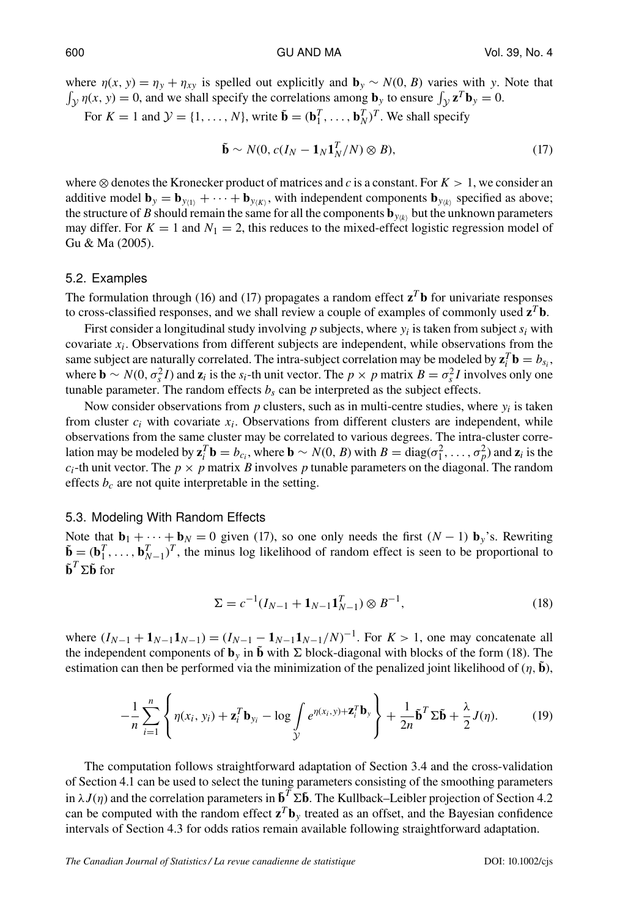where $\eta(x, y) = \eta_y + \eta_{xy}$ is spelled out explicitly and $\mathbf{b}_y \sim N(0, B)$ varies with $y$. Note that $\int_{\mathcal{Y}} \eta(x, y) = 0$, and we shall specify the correlations among $\mathbf{b}_y$ to ensure $\int_{\mathcal{Y}} \mathbf{z}^T \mathbf{b}_y = 0$.

For $K = 1$ and $\mathcal{Y} = \{1, \ldots, N\}$, write $\tilde{\mathbf{b}} = (\mathbf{b}_1^T, \ldots, \mathbf{b}_N^T)^T$. We shall specify

$$\tilde{\mathbf{b}} \sim N(0, c(I_N - \mathbf{1}_N \mathbf{1}_N^T/N) \otimes B), \tag{17}$$

where $\otimes$ denotes the Kronecker product of matrices and $c$ is a constant. For $K > 1$, we consider an additive model $\mathbf{b}_y = \mathbf{b}_{y_{\langle 1 \rangle}} + \cdots + \mathbf{b}_{y_{\langle K \rangle}}$, with independent components $\mathbf{b}_{y_{\langle k \rangle}}$ specified as above; the structure of $B$ should remain the same for all the components $\mathbf{b}_{y_{\langle k \rangle}}$ but the unknown parameters may differ. For $K = 1$ and $N_1 = 2$, this reduces to the mixed-effect logistic regression model of Gu & Ma (2005).

### 5.2. Examples

The formulation through (16) and (17) propagates a random effect $\mathbf{z}^T \mathbf{b}$ for univariate responses to cross-classified responses, and we shall review a couple of examples of commonly used $\mathbf{z}^T \mathbf{b}$.

First consider a longitudinal study involving $p$ subjects, where $y_i$ is taken from subject $s_i$ with covariate $x_i$. Observations from different subjects are independent, while observations from the same subject are naturally correlated. The intra-subject correlation may be modeled by $\mathbf{z}_i^T \mathbf{b} = b_{s_i}$, where $\mathbf{b} \sim N(0, \sigma_s^2 I)$ and $\mathbf{z}_i$ is the $s_i$-th unit vector. The $p \times p$ matrix $B = \sigma_s^2 I$ involves only one tunable parameter. The random effects $b_s$ can be interpreted as the subject effects.

Now consider observations from $p$ clusters, such as in multi-centre studies, where $y_i$ is taken from cluster $c_i$ with covariate $x_i$. Observations from different clusters are independent, while observations from the same cluster may be correlated to various degrees. The intra-cluster correlation may be modeled by $\mathbf{z}_i^T \mathbf{b} = b_{c_i}$, where $\mathbf{b} \sim N(0, B)$ with $B = \text{diag}(\sigma_1^2, \ldots, \sigma_p^2)$ and $\mathbf{z}_i$ is the $c_i$-th unit vector. The $p \times p$ matrix $B$ involves $p$ tunable parameters on the diagonal. The random effects $b_c$ are not quite interpretable in the setting.

### 5.3. Modeling With Random Effects

Note that $\mathbf{b}_1 + \cdots + \mathbf{b}_N = 0$ given (17), so one only needs the first $(N - 1)$ $\mathbf{b}_y$'s. Rewriting $\tilde{\mathbf{b}} = (\mathbf{b}_1^T, \ldots, \mathbf{b}_{N-1}^T)^T$, the minus log likelihood of random effect is seen to be proportional to $\tilde{\mathbf{b}}^T \Sigma \tilde{\mathbf{b}}$ for

$$\Sigma = c^{-1}(I_{N-1} + \mathbf{1}_{N-1} \mathbf{1}_{N-1}^T) \otimes B^{-1}, \tag{18}$$

where $(I_{N-1} + \mathbf{1}_{N-1} \mathbf{1}_{N-1}) = (I_{N-1} - \mathbf{1}_{N-1} \mathbf{1}_{N-1}/N)^{-1}$. For $K > 1$, one may concatenate all the independent components of $\mathbf{b}_y$ in $\tilde{\mathbf{b}}$ with $\Sigma$ block-diagonal with blocks of the form (18). The estimation can then be performed via the minimization of the penalized joint likelihood of $(\eta, \tilde{\mathbf{b}})$,

$$-\frac{1}{n} \sum_{i=1}^{n} \left\{ \eta(x_i, y_i) + \mathbf{z}_i^T \mathbf{b}_{y_i} - \log \int_{\mathcal{Y}} e^{\eta(x_i, y) + \mathbf{z}_i^T \mathbf{b}_y} \right\} + \frac{1}{2n} \tilde{\mathbf{b}}^T \Sigma \tilde{\mathbf{b}} + \frac{\lambda}{2} J(\eta). \tag{19}$$

The computation follows straightforward adaptation of Section 3.4 and the cross-validation of Section 4.1 can be used to select the tuning parameters consisting of the smoothing parameters in $\lambda J(\eta)$ and the correlation parameters in $\tilde{\mathbf{b}}^T \Sigma \tilde{\mathbf{b}}$. The Kullback–Leibler projection of Section 4.2 can be computed with the random effect $\mathbf{z}^T \mathbf{b}_y$ treated as an offset, and the Bayesian confidence intervals of Section 4.3 for odds ratios remain available following straightforward adaptation.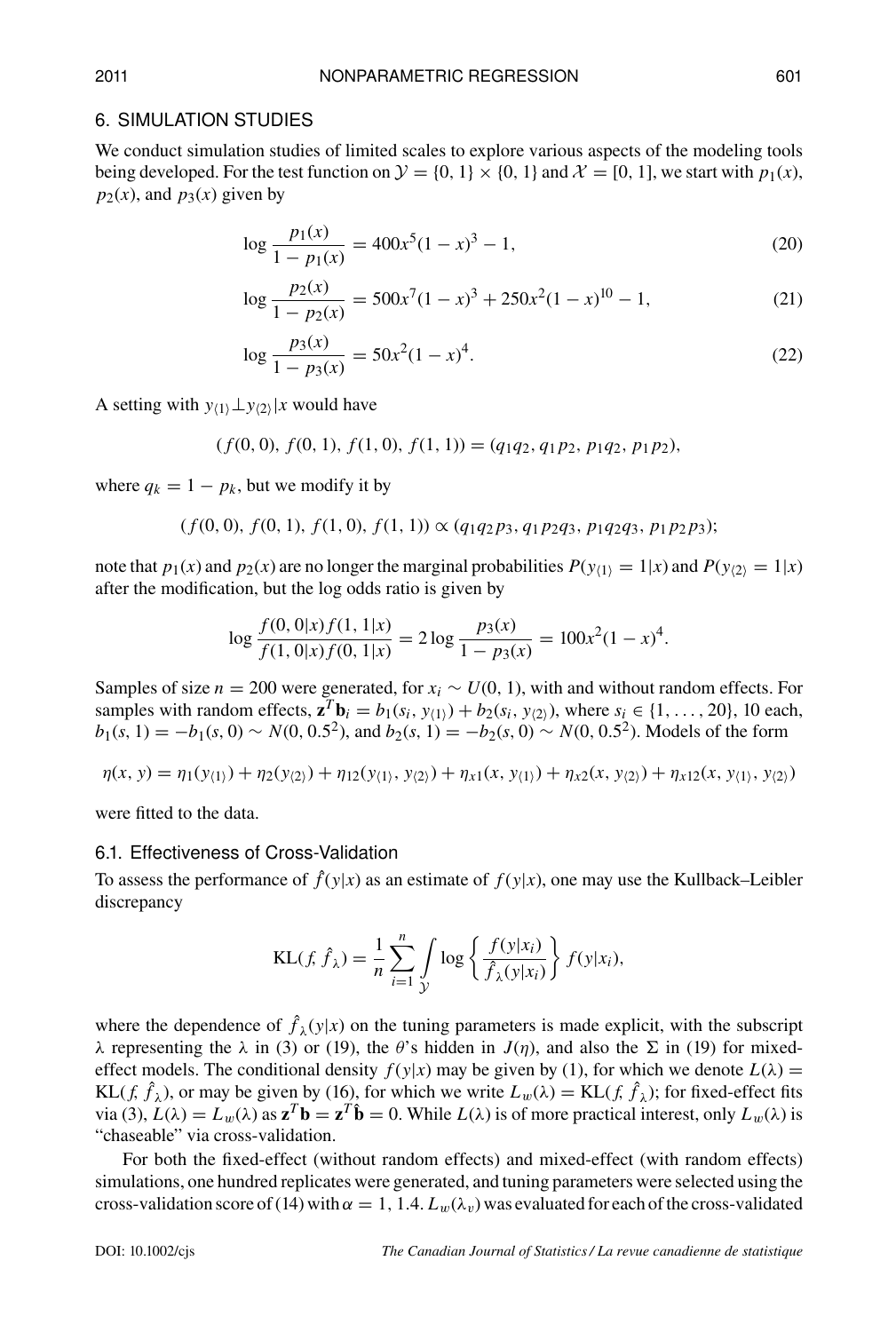## 6. SIMULATION STUDIES

We conduct simulation studies of limited scales to explore various aspects of the modeling tools being developed. For the test function on $\mathcal{Y} = \{0, 1\} \times \{0, 1\}$ and $\mathcal{X} = [0, 1]$, we start with $p_1(x)$, $p_2(x)$, and $p_3(x)$ given by

$$\log \frac{p_1(x)}{1 - p_1(x)} = 400x^5(1 - x)^3 - 1, \tag{20}$$

$$\log \frac{p_2(x)}{1 - p_2(x)} = 500x^7(1 - x)^3 + 250x^2(1 - x)^{10} - 1, \tag{21}$$

$$\log \frac{p_3(x)}{1 - p_3(x)} = 50x^2(1 - x)^4. \tag{22}$$

A setting with $y_{\langle 1 \rangle} \perp y_{\langle 2 \rangle} | x$ would have

$$(f(0, 0), f(0, 1), f(1, 0), f(1, 1)) = (q_1 q_2, q_1 p_2, p_1 q_2, p_1 p_2),$$

where $q_k = 1 - p_k$, but we modify it by

$$(f(0, 0), f(0, 1), f(1, 0), f(1, 1)) \propto (q_1 q_2 p_3, q_1 p_2 q_3, p_1 q_2 q_3, p_1 p_2 p_3);$$

note that $p_1(x)$ and $p_2(x)$ are no longer the marginal probabilities $P(y_{\langle 1 \rangle} = 1|x)$ and $P(y_{\langle 2 \rangle} = 1|x)$ after the modification, but the log odds ratio is given by

$$\log \frac{f(0, 0|x) f(1, 1|x)}{f(1, 0|x) f(0, 1|x)} = 2 \log \frac{p_3(x)}{1 - p_3(x)} = 100x^2(1 - x)^4.$$

Samples of size $n = 200$ were generated, for $x_i \sim U(0, 1)$, with and without random effects. For samples with random effects, $\mathbf{z}^T \mathbf{b}_i = b_1(s_i, y_{\langle 1 \rangle}) + b_2(s_i, y_{\langle 2 \rangle})$, where $s_i \in \{1, \ldots, 20\}$, 10 each, $b_1(s, 1) = -b_1(s, 0) \sim N(0, 0.5^2)$, and $b_2(s, 1) = -b_2(s, 0) \sim N(0, 0.5^2)$. Models of the form

$$\eta(x, y) = \eta_1(y_{\langle 1 \rangle}) + \eta_2(y_{\langle 2 \rangle}) + \eta_{12}(y_{\langle 1 \rangle}, y_{\langle 2 \rangle}) + \eta_{x1}(x, y_{\langle 1 \rangle}) + \eta_{x2}(x, y_{\langle 2 \rangle}) + \eta_{x12}(x, y_{\langle 1 \rangle}, y_{\langle 2 \rangle})$$

were fitted to the data.

### 6.1. Effectiveness of Cross-Validation

To assess the performance of $\hat{f}(y|x)$ as an estimate of $f(y|x)$, one may use the Kullback–Leibler discrepancy

$$\mathrm{KL}(f, \hat{f}_\lambda) = \frac{1}{n} \sum_{i=1}^{n} \int_{\mathcal{Y}} \log \left\{ \frac{f(y|x_i)}{\hat{f}_\lambda(y|x_i)} \right\} f(y|x_i),$$

where the dependence of $\hat{f}_\lambda(y|x)$ on the tuning parameters is made explicit, with the subscript $\lambda$ representing the $\lambda$ in (3) or (19), the $\theta$'s hidden in $J(\eta)$, and also the $\Sigma$ in (19) for mixed-effect models. The conditional density $f(y|x)$ may be given by (1), for which we denote $L(\lambda) = \mathrm{KL}(f, \hat{f}_\lambda)$, or may be given by (16), for which we write $L_w(\lambda) = \mathrm{KL}(f, \hat{f}_\lambda)$; for fixed-effect fits via (3), $L(\lambda) = L_w(\lambda)$ as $\mathbf{z}^T \mathbf{b} = \mathbf{z}^T \hat{\mathbf{b}} = 0$. While $L(\lambda)$ is of more practical interest, only $L_w(\lambda)$ is "chaseable" via cross-validation.

For both the fixed-effect (without random effects) and mixed-effect (with random effects) simulations, one hundred replicates were generated, and tuning parameters were selected using the cross-validation score of (14) with $\alpha = 1, 1.4$. $L_w(\lambda_v)$ was evaluated for each of the cross-validated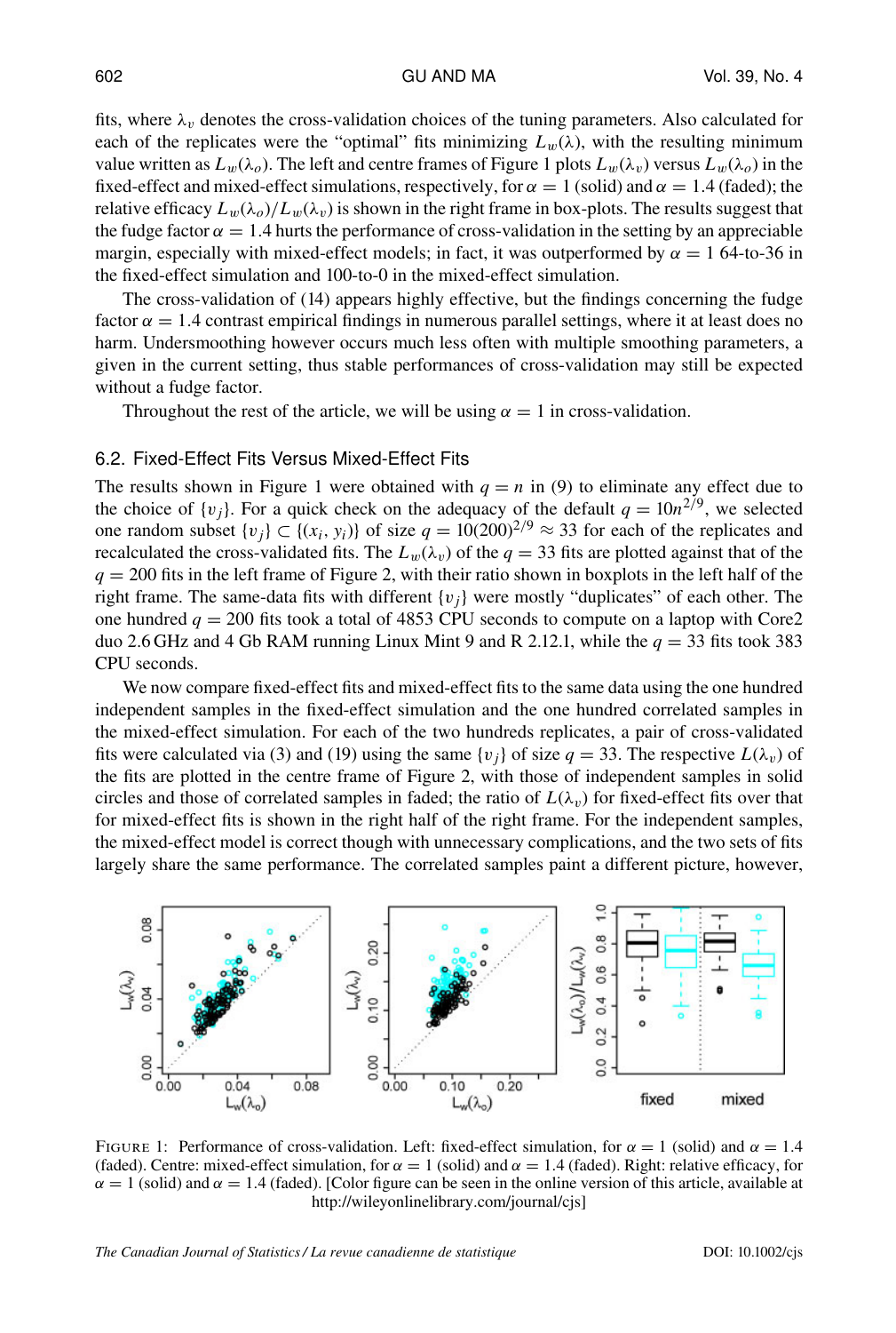fits, where $\lambda_v$ denotes the cross-validation choices of the tuning parameters. Also calculated for each of the replicates were the "optimal" fits minimizing $L_w(\lambda)$, with the resulting minimum value written as $L_w(\lambda_o)$. The left and centre frames of Figure 1 plots $L_w(\lambda_v)$ versus $L_w(\lambda_o)$ in the fixed-effect and mixed-effect simulations, respectively, for $\alpha = 1$ (solid) and $\alpha = 1.4$ (faded); the relative efficacy $L_w(\lambda_o)/L_w(\lambda_v)$ is shown in the right frame in box-plots. The results suggest that the fudge factor $\alpha = 1.4$ hurts the performance of cross-validation in the setting by an appreciable margin, especially with mixed-effect models; in fact, it was outperformed by $\alpha = 1$ 64-to-36 in the fixed-effect simulation and 100-to-0 in the mixed-effect simulation.

The cross-validation of (14) appears highly effective, but the findings concerning the fudge factor $\alpha = 1.4$ contrast empirical findings in numerous parallel settings, where it at least does no harm. Undersmoothing however occurs much less often with multiple smoothing parameters, a given in the current setting, thus stable performances of cross-validation may still be expected without a fudge factor.

Throughout the rest of the article, we will be using $\alpha = 1$ in cross-validation.

## 6.2. Fixed-Effect Fits Versus Mixed-Effect Fits

The results shown in Figure 1 were obtained with $q = n$ in (9) to eliminate any effect due to the choice of $\{v_j\}$. For a quick check on the adequacy of the default $q = 10n^{2/9}$, we selected one random subset $\{v_j\} \subset \{(x_i, y_i)\}$ of size $q = 10(200)^{2/9} \approx 33$ for each of the replicates and recalculated the cross-validated fits. The $L_w(\lambda_v)$ of the $q = 33$ fits are plotted against that of the $q = 200$ fits in the left frame of Figure 2, with their ratio shown in boxplots in the left half of the right frame. The same-data fits with different $\{v_j\}$ were mostly "duplicates" of each other. The one hundred $q = 200$ fits took a total of 4853 CPU seconds to compute on a laptop with Core2 duo 2.6 GHz and 4 Gb RAM running Linux Mint 9 and R 2.12.1, while the $q = 33$ fits took 383 CPU seconds.

We now compare fixed-effect fits and mixed-effect fits to the same data using the one hundred independent samples in the fixed-effect simulation and the one hundred correlated samples in the mixed-effect simulation. For each of the two hundreds replicates, a pair of cross-validated fits were calculated via (3) and (19) using the same $\{v_j\}$ of size $q = 33$. The respective $L(\lambda_v)$ of the fits are plotted in the centre frame of Figure 2, with those of independent samples in solid circles and those of correlated samples in faded; the ratio of $L(\lambda_v)$ for fixed-effect fits over that for mixed-effect fits is shown in the right half of the right frame. For the independent samples, the mixed-effect model is correct though with unnecessary complications, and the two sets of fits largely share the same performance. The correlated samples paint a different picture, however,

FIGURE 1: Performance of cross-validation. Left: fixed-effect simulation, for $\alpha = 1$ (solid) and $\alpha = 1.4$ (faded). Centre: mixed-effect simulation, for $\alpha = 1$ (solid) and $\alpha = 1.4$ (faded). Right: relative efficacy, for $\alpha = 1$ (solid) and $\alpha = 1.4$ (faded). [Color figure can be seen in the online version of this article, available at http://wileyonlinelibrary.com/journal/cjs]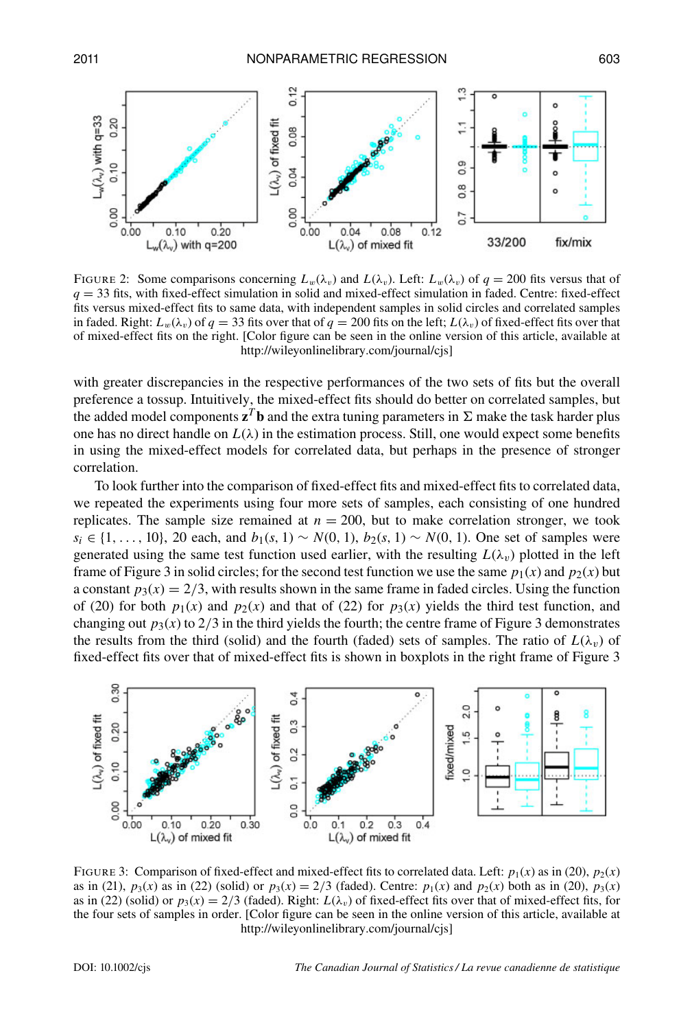FIGURE 2: Some comparisons concerning $L_w(\lambda_v)$ and $L(\lambda_v)$. Left: $L_w(\lambda_v)$ of $q = 200$ fits versus that of $q = 33$ fits, with fixed-effect simulation in solid and mixed-effect simulation in faded. Centre: fixed-effect fits versus mixed-effect fits to same data, with independent samples in solid circles and correlated samples in faded. Right: $L_w(\lambda_v)$ of $q = 33$ fits over that of $q = 200$ fits on the left; $L(\lambda_v)$ of fixed-effect fits over that of mixed-effect fits on the right. [Color figure can be seen in the online version of this article, available at http://wileyonlinelibrary.com/journal/cjs]

with greater discrepancies in the respective performances of the two sets of fits but the overall preference a tossup. Intuitively, the mixed-effect fits should do better on correlated samples, but the added model components $\mathbf{z}^T\mathbf{b}$ and the extra tuning parameters in $\Sigma$ make the task harder plus one has no direct handle on $L(\lambda)$ in the estimation process. Still, one would expect some benefits in using the mixed-effect models for correlated data, but perhaps in the presence of stronger correlation.

To look further into the comparison of fixed-effect fits and mixed-effect fits to correlated data, we repeated the experiments using four more sets of samples, each consisting of one hundred replicates. The sample size remained at $n = 200$, but to make correlation stronger, we took $s_i \in \{1, \ldots, 10\}$, 20 each, and $b_1(s, 1) \sim N(0, 1)$, $b_2(s, 1) \sim N(0, 1)$. One set of samples were generated using the same test function used earlier, with the resulting $L(\lambda_v)$ plotted in the left frame of Figure 3 in solid circles; for the second test function we use the same $p_1(x)$ and $p_2(x)$ but a constant $p_3(x) = 2/3$, with results shown in the same frame in faded circles. Using the function of (20) for both $p_1(x)$ and $p_2(x)$ and that of (22) for $p_3(x)$ yields the third test function, and changing out $p_3(x)$ to $2/3$ in the third yields the fourth; the centre frame of Figure 3 demonstrates the results from the third (solid) and the fourth (faded) sets of samples. The ratio of $L(\lambda_v)$ of fixed-effect fits over that of mixed-effect fits is shown in boxplots in the right frame of Figure 3

FIGURE 3: Comparison of fixed-effect and mixed-effect fits to correlated data. Left: $p_1(x)$ as in (20), $p_2(x)$ as in (21), $p_3(x)$ as in (22) (solid) or $p_3(x) = 2/3$ (faded). Centre: $p_1(x)$ and $p_2(x)$ both as in (20), $p_3(x)$ as in (22) (solid) or $p_3(x) = 2/3$ (faded). Right: $L(\lambda_v)$ of fixed-effect fits over that of mixed-effect fits, for the four sets of samples in order. [Color figure can be seen in the online version of this article, available at http://wileyonlinelibrary.com/journal/cjs]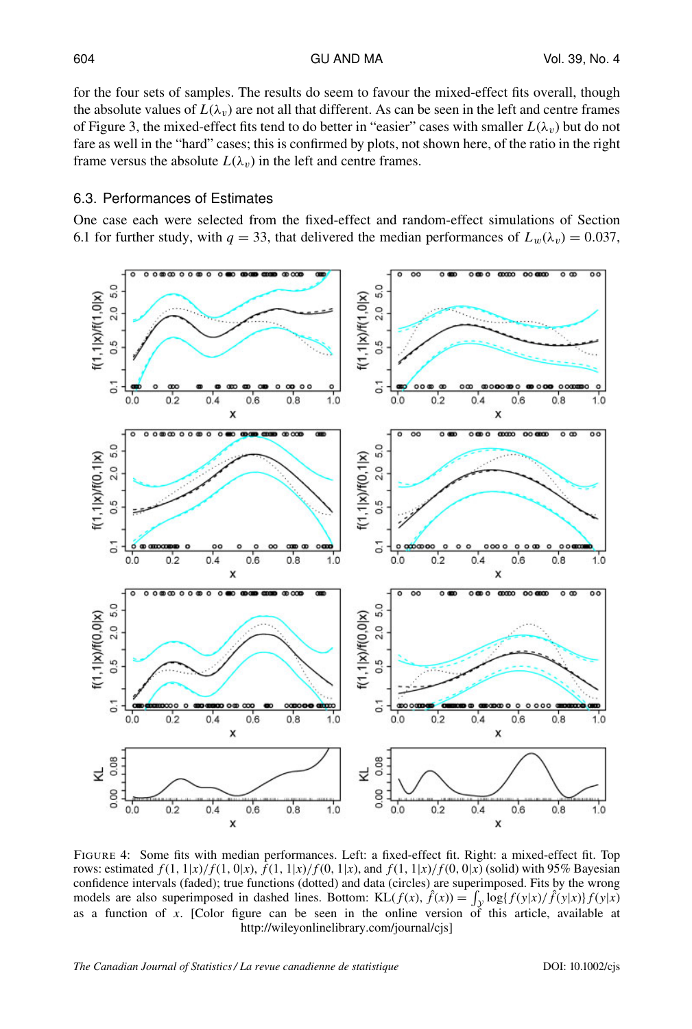for the four sets of samples. The results do seem to favour the mixed-effect fits overall, though the absolute values of $L(\lambda_v)$ are not all that different. As can be seen in the left and centre frames of Figure 3, the mixed-effect fits tend to do better in "easier" cases with smaller $L(\lambda_v)$ but do not fare as well in the "hard" cases; this is confirmed by plots, not shown here, of the ratio in the right frame versus the absolute $L(\lambda_v)$ in the left and centre frames.

### 6.3. Performances of Estimates

One case each were selected from the fixed-effect and random-effect simulations of Section 6.1 for further study, with $q = 33$, that delivered the median performances of $L_w(\lambda_v) = 0.037$,

FIGURE 4: Some fits with median performances. Left: a fixed-effect fit. Right: a mixed-effect fit. Top rows: estimated $f(1, 1|x)/f(1, 0|x)$, $f(1, 1|x)/f(0, 1|x)$, and $f(1, 1|x)/f(0, 0|x)$ (solid) with 95% Bayesian confidence intervals (faded); true functions (dotted) and data (circles) are superimposed. Fits by the wrong models are also superimposed in dashed lines. Bottom: $\mathrm{KL}(f(x), \hat{f}(x)) = \int_y \log\{f(y|x)/\hat{f}(y|x)\} f(y|x)$ as a function of $x$. [Color figure can be seen in the online version of this article, available at http://wileyonlinelibrary.com/journal/cjs]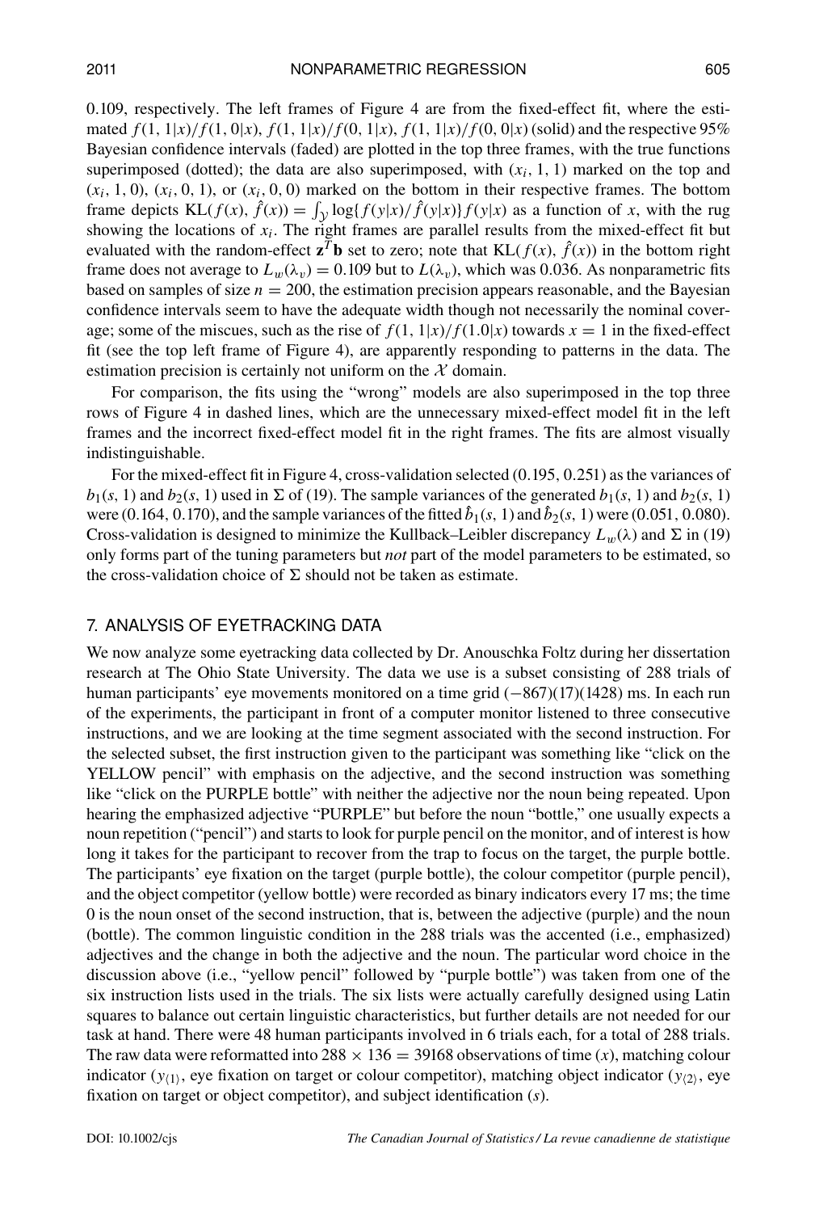0.109, respectively. The left frames of Figure 4 are from the fixed-effect fit, where the estimated $f(1,1|x)/f(1,0|x)$, $f(1,1|x)/f(0,1|x)$, $f(1,1|x)/f(0,0|x)$ (solid) and the respective 95% Bayesian confidence intervals (faded) are plotted in the top three frames, with the true functions superimposed (dotted); the data are also superimposed, with $(x_i, 1, 1)$ marked on the top and $(x_i, 1, 0)$, $(x_i, 0, 1)$, or $(x_i, 0, 0)$ marked on the bottom in their respective frames. The bottom frame depicts $\mathrm{KL}(f(x), \hat{f}(x)) = \int_{\mathcal{Y}} \log\{f(y|x)/\hat{f}(y|x)\} f(y|x)$ as a function of $x$, with the rug showing the locations of $x_i$. The right frames are parallel results from the mixed-effect fit but evaluated with the random-effect $\mathbf{z}^T\mathbf{b}$ set to zero; note that $\mathrm{KL}(f(x), \hat{f}(x))$ in the bottom right frame does not average to $L_w(\lambda_v) = 0.109$ but to $L(\lambda_v)$, which was 0.036. As nonparametric fits based on samples of size $n = 200$, the estimation precision appears reasonable, and the Bayesian confidence intervals seem to have the adequate width though not necessarily the nominal coverage; some of the miscues, such as the rise of $f(1,1|x)/f(1.0|x)$ towards $x = 1$ in the fixed-effect fit (see the top left frame of Figure 4), are apparently responding to patterns in the data. The estimation precision is certainly not uniform on the $\mathcal{X}$ domain.

For comparison, the fits using the "wrong" models are also superimposed in the top three rows of Figure 4 in dashed lines, which are the unnecessary mixed-effect model fit in the left frames and the incorrect fixed-effect model fit in the right frames. The fits are almost visually indistinguishable.

For the mixed-effect fit in Figure 4, cross-validation selected (0.195, 0.251) as the variances of $b_1(s, 1)$ and $b_2(s, 1)$ used in $\Sigma$ of (19). The sample variances of the generated $b_1(s, 1)$ and $b_2(s, 1)$ were (0.164, 0.170), and the sample variances of the fitted $\hat{b}_1(s, 1)$ and $\hat{b}_2(s, 1)$ were (0.051, 0.080). Cross-validation is designed to minimize the Kullback–Leibler discrepancy $L_w(\lambda)$ and $\Sigma$ in (19) only forms part of the tuning parameters but *not* part of the model parameters to be estimated, so the cross-validation choice of $\Sigma$ should not be taken as estimate.

## 7. ANALYSIS OF EYETRACKING DATA

We now analyze some eyetracking data collected by Dr. Anouschka Foltz during her dissertation research at The Ohio State University. The data we use is a subset consisting of 288 trials of human participants' eye movements monitored on a time grid $(-867)(17)(1428)$ ms. In each run of the experiments, the participant in front of a computer monitor listened to three consecutive instructions, and we are looking at the time segment associated with the second instruction. For the selected subset, the first instruction given to the participant was something like "click on the YELLOW pencil" with emphasis on the adjective, and the second instruction was something like "click on the PURPLE bottle" with neither the adjective nor the noun being repeated. Upon hearing the emphasized adjective "PURPLE" but before the noun "bottle," one usually expects a noun repetition ("pencil") and starts to look for purple pencil on the monitor, and of interest is how long it takes for the participant to recover from the trap to focus on the target, the purple bottle. The participants' eye fixation on the target (purple bottle), the colour competitor (purple pencil), and the object competitor (yellow bottle) were recorded as binary indicators every 17 ms; the time 0 is the noun onset of the second instruction, that is, between the adjective (purple) and the noun (bottle). The common linguistic condition in the 288 trials was the accented (i.e., emphasized) adjectives and the change in both the adjective and the noun. The particular word choice in the discussion above (i.e., "yellow pencil" followed by "purple bottle") was taken from one of the six instruction lists used in the trials. The six lists were actually carefully designed using Latin squares to balance out certain linguistic characteristics, but further details are not needed for our task at hand. There were 48 human participants involved in 6 trials each, for a total of 288 trials. The raw data were reformatted into $288 \times 136 = 39168$ observations of time ($x$), matching colour indicator ($y_{\langle 1 \rangle}$, eye fixation on target or colour competitor), matching object indicator ($y_{\langle 2 \rangle}$, eye fixation on target or object competitor), and subject identification ($s$).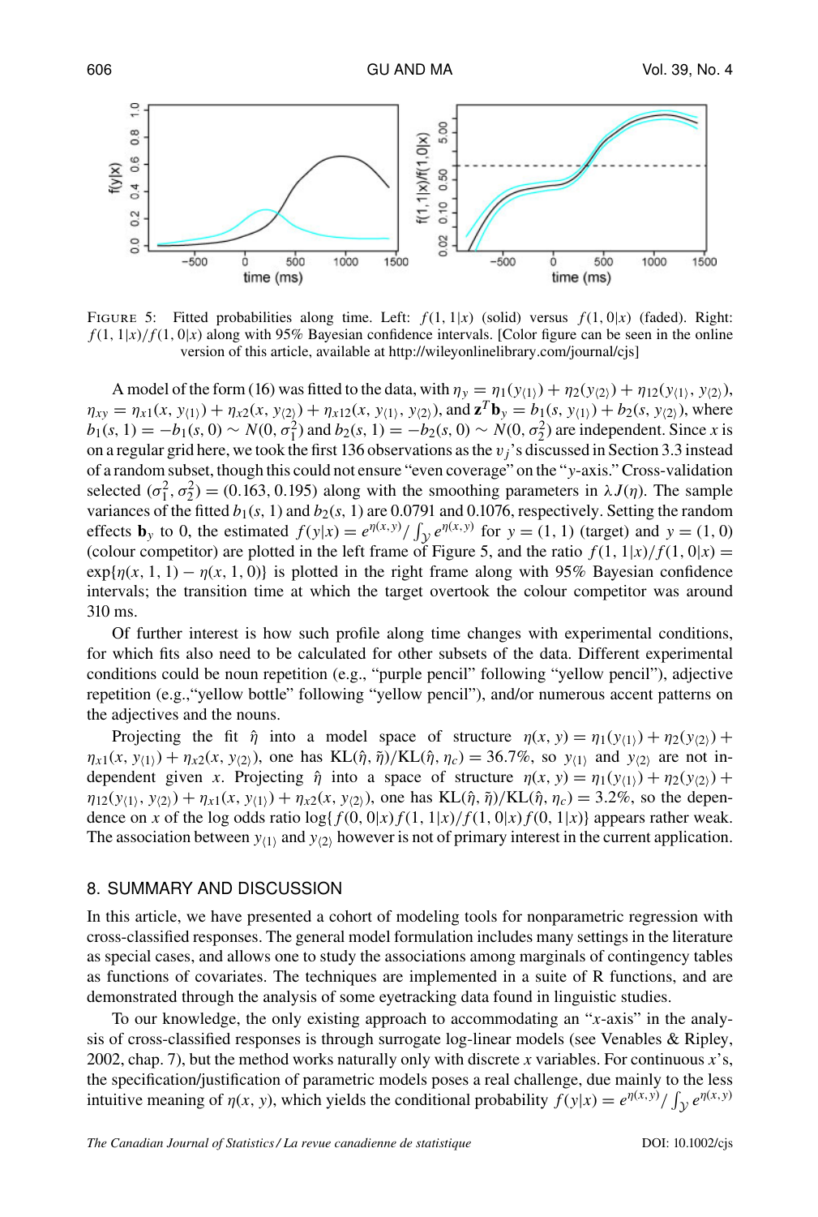FIGURE 5: Fitted probabilities along time. Left: $f(1, 1|x)$ (solid) versus $f(1, 0|x)$ (faded). Right: $f(1, 1|x)/f(1, 0|x)$ along with 95% Bayesian confidence intervals. [Color figure can be seen in the online version of this article, available at http://wileyonlinelibrary.com/journal/cjs]

A model of the form (16) was fitted to the data, with $\eta_y = \eta_1(y_{\langle 1 \rangle}) + \eta_2(y_{\langle 2 \rangle}) + \eta_{12}(y_{\langle 1 \rangle}, y_{\langle 2 \rangle})$, $\eta_{xy} = \eta_{x1}(x, y_{\langle 1 \rangle}) + \eta_{x2}(x, y_{\langle 2 \rangle}) + \eta_{x12}(x, y_{\langle 1 \rangle}, y_{\langle 2 \rangle})$, and $\mathbf{z}^T \mathbf{b}_y = b_1(s, y_{\langle 1 \rangle}) + b_2(s, y_{\langle 2 \rangle})$, where $b_1(s, 1) = -b_1(s, 0) \sim N(0, \sigma_1^2)$ and $b_2(s, 1) = -b_2(s, 0) \sim N(0, \sigma_2^2)$ are independent. Since $x$ is on a regular grid here, we took the first 136 observations as the $v_j$'s discussed in Section 3.3 instead of a random subset, though this could not ensure "even coverage" on the "$y$-axis." Cross-validation selected $(\sigma_1^2, \sigma_2^2) = (0.163, 0.195)$ along with the smoothing parameters in $\lambda J(\eta)$. The sample variances of the fitted $b_1(s, 1)$ and $b_2(s, 1)$ are 0.0791 and 0.1076, respectively. Setting the random effects $\mathbf{b}_y$ to 0, the estimated $f(y|x) = e^{\eta(x,y)} / \int_{\mathcal{Y}} e^{\eta(x,y)}$ for $y = (1, 1)$ (target) and $y = (1, 0)$ (colour competitor) are plotted in the left frame of Figure 5, and the ratio $f(1, 1|x)/f(1, 0|x) = \exp\{\eta(x, 1, 1) - \eta(x, 1, 0)\}$ is plotted in the right frame along with 95% Bayesian confidence intervals; the transition time at which the target overtook the colour competitor was around 310 ms.

Of further interest is how such profile along time changes with experimental conditions, for which fits also need to be calculated for other subsets of the data. Different experimental conditions could be noun repetition (e.g., "purple pencil" following "yellow pencil"), adjective repetition (e.g.,"yellow bottle" following "yellow pencil"), and/or numerous accent patterns on the adjectives and the nouns.

Projecting the fit $\hat{\eta}$ into a model space of structure $\eta(x, y) = \eta_1(y_{\langle 1 \rangle}) + \eta_2(y_{\langle 2 \rangle}) + \eta_{x1}(x, y_{\langle 1 \rangle}) + \eta_{x2}(x, y_{\langle 2 \rangle})$, one has $\mathrm{KL}(\hat{\eta}, \tilde{\eta})/\mathrm{KL}(\hat{\eta}, \eta_c) = 36.7\%$, so $y_{\langle 1 \rangle}$ and $y_{\langle 2 \rangle}$ are not independent given $x$. Projecting $\hat{\eta}$ into a space of structure $\eta(x, y) = \eta_1(y_{\langle 1 \rangle}) + \eta_2(y_{\langle 2 \rangle}) + \eta_{12}(y_{\langle 1 \rangle}, y_{\langle 2 \rangle}) + \eta_{x1}(x, y_{\langle 1 \rangle}) + \eta_{x2}(x, y_{\langle 2 \rangle})$, one has $\mathrm{KL}(\hat{\eta}, \tilde{\eta})/\mathrm{KL}(\hat{\eta}, \eta_c) = 3.2\%$, so the dependence on $x$ of the log odds ratio $\log\{f(0, 0|x) f(1, 1|x)/f(1, 0|x) f(0, 1|x)\}$ appears rather weak. The association between $y_{\langle 1 \rangle}$ and $y_{\langle 2 \rangle}$ however is not of primary interest in the current application.

## 8. SUMMARY AND DISCUSSION

In this article, we have presented a cohort of modeling tools for nonparametric regression with cross-classified responses. The general model formulation includes many settings in the literature as special cases, and allows one to study the associations among marginals of contingency tables as functions of covariates. The techniques are implemented in a suite of R functions, and are demonstrated through the analysis of some eyetracking data found in linguistic studies.

To our knowledge, the only existing approach to accommodating an "$x$-axis" in the analysis of cross-classified responses is through surrogate log-linear models (see Venables & Ripley, 2002, chap. 7), but the method works naturally only with discrete $x$ variables. For continuous $x$'s, the specification/justification of parametric models poses a real challenge, due mainly to the less intuitive meaning of $\eta(x, y)$, which yields the conditional probability $f(y|x) = e^{\eta(x,y)} / \int_{\mathcal{Y}} e^{\eta(x,y)}$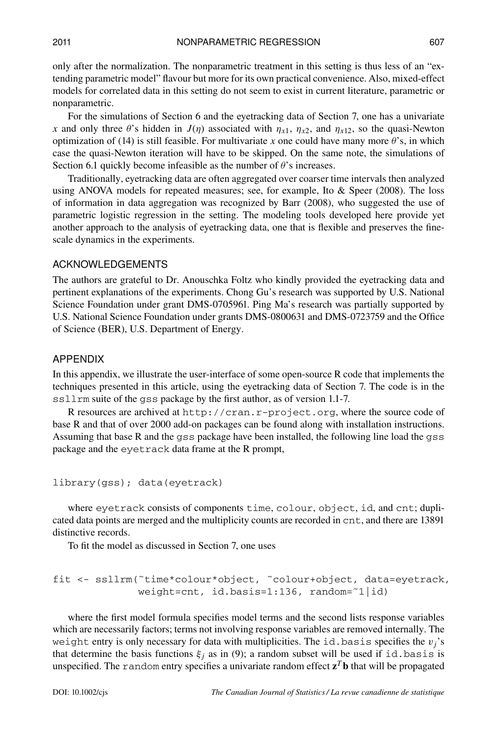only after the normalization. The nonparametric treatment in this setting is thus less of an "extending parametric model" flavour but more for its own practical convenience. Also, mixed-effect models for correlated data in this setting do not seem to exist in current literature, parametric or nonparametric.

For the simulations of Section 6 and the eyetracking data of Section 7, one has a univariate $x$ and only three $\theta$'s hidden in $J(\eta)$ associated with $\eta_{x1}$, $\eta_{x2}$, and $\eta_{x12}$, so the quasi-Newton optimization of (14) is still feasible. For multivariate $x$ one could have many more $\theta$'s, in which case the quasi-Newton iteration will have to be skipped. On the same note, the simulations of Section 6.1 quickly become infeasible as the number of $\theta$'s increases.

Traditionally, eyetracking data are often aggregated over coarser time intervals then analyzed using ANOVA models for repeated measures; see, for example, Ito & Speer (2008). The loss of information in data aggregation was recognized by Barr (2008), who suggested the use of parametric logistic regression in the setting. The modeling tools developed here provide yet another approach to the analysis of eyetracking data, one that is flexible and preserves the fine-scale dynamics in the experiments.

## ACKNOWLEDGEMENTS

The authors are grateful to Dr. Anouschka Foltz who kindly provided the eyetracking data and pertinent explanations of the experiments. Chong Gu's research was supported by U.S. National Science Foundation under grant DMS-0705961. Ping Ma's research was partially supported by U.S. National Science Foundation under grants DMS-0800631 and DMS-0723759 and the Office of Science (BER), U.S. Department of Energy.

## APPENDIX

In this appendix, we illustrate the user-interface of some open-source R code that implements the techniques presented in this article, using the eyetracking data of Section 7. The code is in the `ssllrm` suite of the `gss` package by the first author, as of version 1.1-7.

R resources are archived at `http://cran.r-project.org`, where the source code of base R and that of over 2000 add-on packages can be found along with installation instructions. Assuming that base R and the `gss` package have been installed, the following line load the `gss` package and the `eyetrack` data frame at the R prompt,

```
library(gss); data(eyetrack)
```

where `eyetrack` consists of components `time`, `colour`, `object`, `id`, and `cnt`; duplicated data points are merged and the multiplicity counts are recorded in `cnt`, and there are 13891 distinctive records.

To fit the model as discussed in Section 7, one uses

```
fit <- ssllrm(~time*colour*object, ~colour+object, data=eyetrack,
              weight=cnt, id.basis=1:136, random=~1|id)
```

where the first model formula specifies model terms and the second lists response variables which are necessarily factors; terms not involving response variables are removed internally. The `weight` entry is only necessary for data with multiplicities. The `id.basis` specifies the $v_j$'s that determine the basis functions $\xi_j$ as in (9); a random subset will be used if `id.basis` is unspecified. The `random` entry specifies a univariate random effect $\mathbf{z}^T\mathbf{b}$ that will be propagated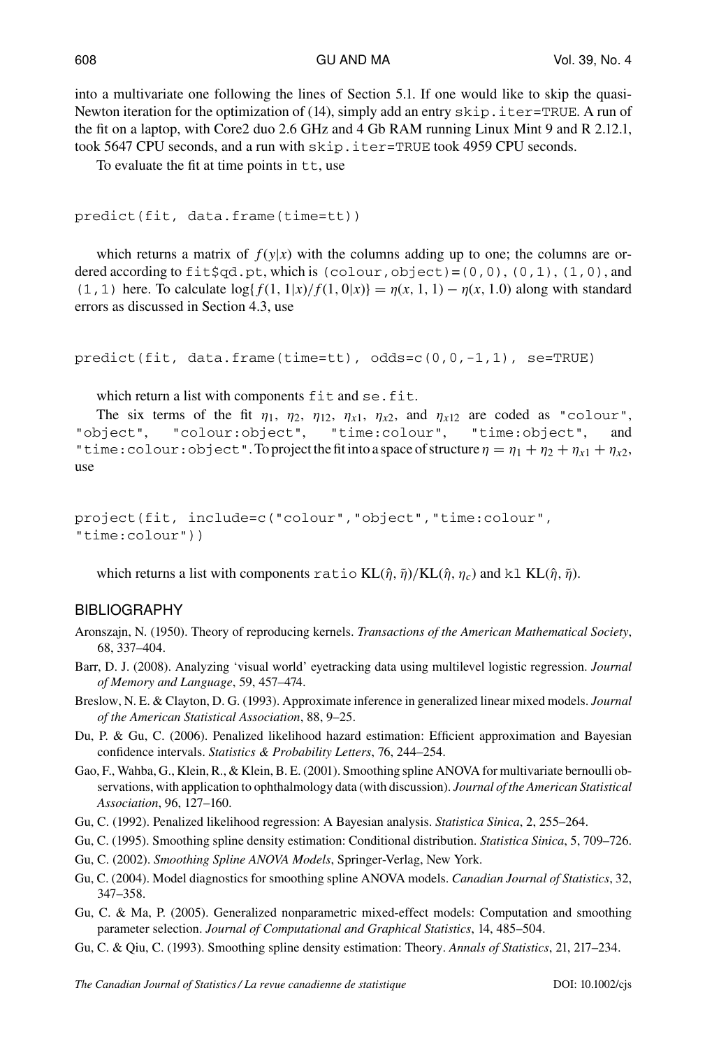into a multivariate one following the lines of Section 5.1. If one would like to skip the quasi-Newton iteration for the optimization of (14), simply add an entry `skip.iter=TRUE`. A run of the fit on a laptop, with Core2 duo 2.6 GHz and 4 Gb RAM running Linux Mint 9 and R 2.12.1, took 5647 CPU seconds, and a run with `skip.iter=TRUE` took 4959 CPU seconds.

To evaluate the fit at time points in `tt`, use

```
predict(fit, data.frame(time=tt))
```

which returns a matrix of $f(y|x)$ with the columns adding up to one; the columns are ordered according to `fit$qd.pt`, which is `(colour,object)=(0,0),(0,1),(1,0)`, and `(1,1)` here. To calculate $\log\{f(1,1|x)/f(1,0|x)\} = \eta(x,1,1) - \eta(x,1.0)$ along with standard errors as discussed in Section 4.3, use

```
predict(fit, data.frame(time=tt), odds=c(0,0,-1,1), se=TRUE)
```

which return a list with components `fit` and `se.fit`.

The six terms of the fit $\eta_1$, $\eta_2$, $\eta_{12}$, $\eta_{x1}$, $\eta_{x2}$, and $\eta_{x12}$ are coded as `"colour"`, `"object"`, `"colour:object"`, `"time:colour"`, `"time:object"`, and `"time:colour:object"`. To project the fit into a space of structure $\eta = \eta_1 + \eta_2 + \eta_{x1} + \eta_{x2}$, use

```
project(fit, include=c("colour","object","time:colour",
"time:colour"))
```

which returns a list with components `ratio` $\mathrm{KL}(\hat{\eta},\tilde{\eta})/\mathrm{KL}(\hat{\eta},\eta_c)$ and `kl` $\mathrm{KL}(\hat{\eta},\tilde{\eta})$.

## BIBLIOGRAPHY

Aronszajn, N. (1950). Theory of reproducing kernels. *Transactions of the American Mathematical Society*, 68, 337–404.

Barr, D. J. (2008). Analyzing 'visual world' eyetracking data using multilevel logistic regression. *Journal of Memory and Language*, 59, 457–474.

Breslow, N. E. & Clayton, D. G. (1993). Approximate inference in generalized linear mixed models. *Journal of the American Statistical Association*, 88, 9–25.

Du, P. & Gu, C. (2006). Penalized likelihood hazard estimation: Efficient approximation and Bayesian confidence intervals. *Statistics & Probability Letters*, 76, 244–254.

Gao, F., Wahba, G., Klein, R., & Klein, B. E. (2001). Smoothing spline ANOVA for multivariate bernoulli observations, with application to ophthalmology data (with discussion). *Journal of the American Statistical Association*, 96, 127–160.

Gu, C. (1992). Penalized likelihood regression: A Bayesian analysis. *Statistica Sinica*, 2, 255–264.

Gu, C. (1995). Smoothing spline density estimation: Conditional distribution. *Statistica Sinica*, 5, 709–726.

Gu, C. (2002). *Smoothing Spline ANOVA Models*, Springer-Verlag, New York.

Gu, C. (2004). Model diagnostics for smoothing spline ANOVA models. *Canadian Journal of Statistics*, 32, 347–358.

Gu, C. & Ma, P. (2005). Generalized nonparametric mixed-effect models: Computation and smoothing parameter selection. *Journal of Computational and Graphical Statistics*, 14, 485–504.

Gu, C. & Qiu, C. (1993). Smoothing spline density estimation: Theory. *Annals of Statistics*, 21, 217–234.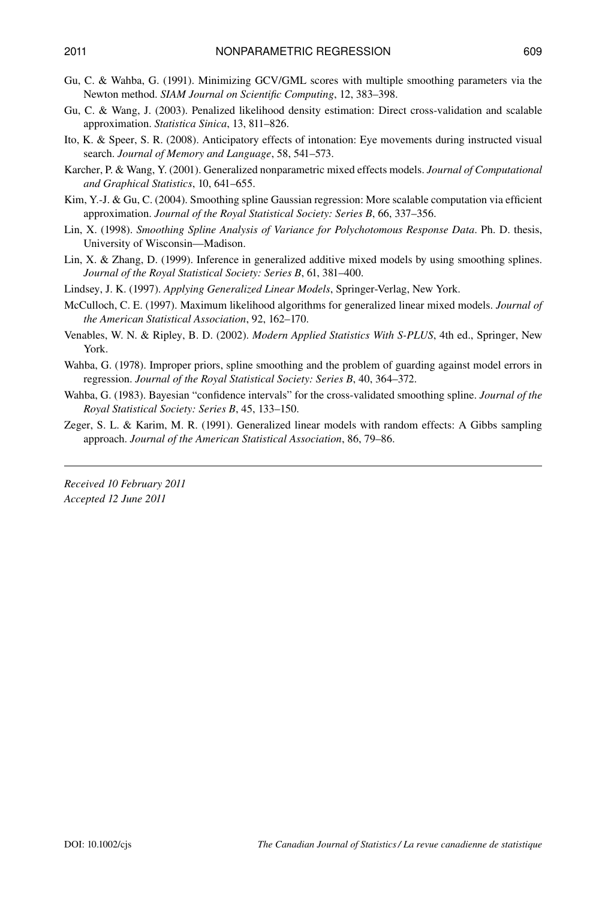Gu, C. & Wahba, G. (1991). Minimizing GCV/GML scores with multiple smoothing parameters via the Newton method. *SIAM Journal on Scientific Computing*, 12, 383–398.

Gu, C. & Wang, J. (2003). Penalized likelihood density estimation: Direct cross-validation and scalable approximation. *Statistica Sinica*, 13, 811–826.

Ito, K. & Speer, S. R. (2008). Anticipatory effects of intonation: Eye movements during instructed visual search. *Journal of Memory and Language*, 58, 541–573.

Karcher, P. & Wang, Y. (2001). Generalized nonparametric mixed effects models. *Journal of Computational and Graphical Statistics*, 10, 641–655.

Kim, Y.-J. & Gu, C. (2004). Smoothing spline Gaussian regression: More scalable computation via efficient approximation. *Journal of the Royal Statistical Society: Series B*, 66, 337–356.

Lin, X. (1998). *Smoothing Spline Analysis of Variance for Polychotomous Response Data*. Ph. D. thesis, University of Wisconsin—Madison.

Lin, X. & Zhang, D. (1999). Inference in generalized additive mixed models by using smoothing splines. *Journal of the Royal Statistical Society: Series B*, 61, 381–400.

Lindsey, J. K. (1997). *Applying Generalized Linear Models*, Springer-Verlag, New York.

McCulloch, C. E. (1997). Maximum likelihood algorithms for generalized linear mixed models. *Journal of the American Statistical Association*, 92, 162–170.

Venables, W. N. & Ripley, B. D. (2002). *Modern Applied Statistics With S-PLUS*, 4th ed., Springer, New York.

Wahba, G. (1978). Improper priors, spline smoothing and the problem of guarding against model errors in regression. *Journal of the Royal Statistical Society: Series B*, 40, 364–372.

Wahba, G. (1983). Bayesian "confidence intervals" for the cross-validated smoothing spline. *Journal of the Royal Statistical Society: Series B*, 45, 133–150.

Zeger, S. L. & Karim, M. R. (1991). Generalized linear models with random effects: A Gibbs sampling approach. *Journal of the American Statistical Association*, 86, 79–86.

---

*Received 10 February 2011*
*Accepted 12 June 2011*